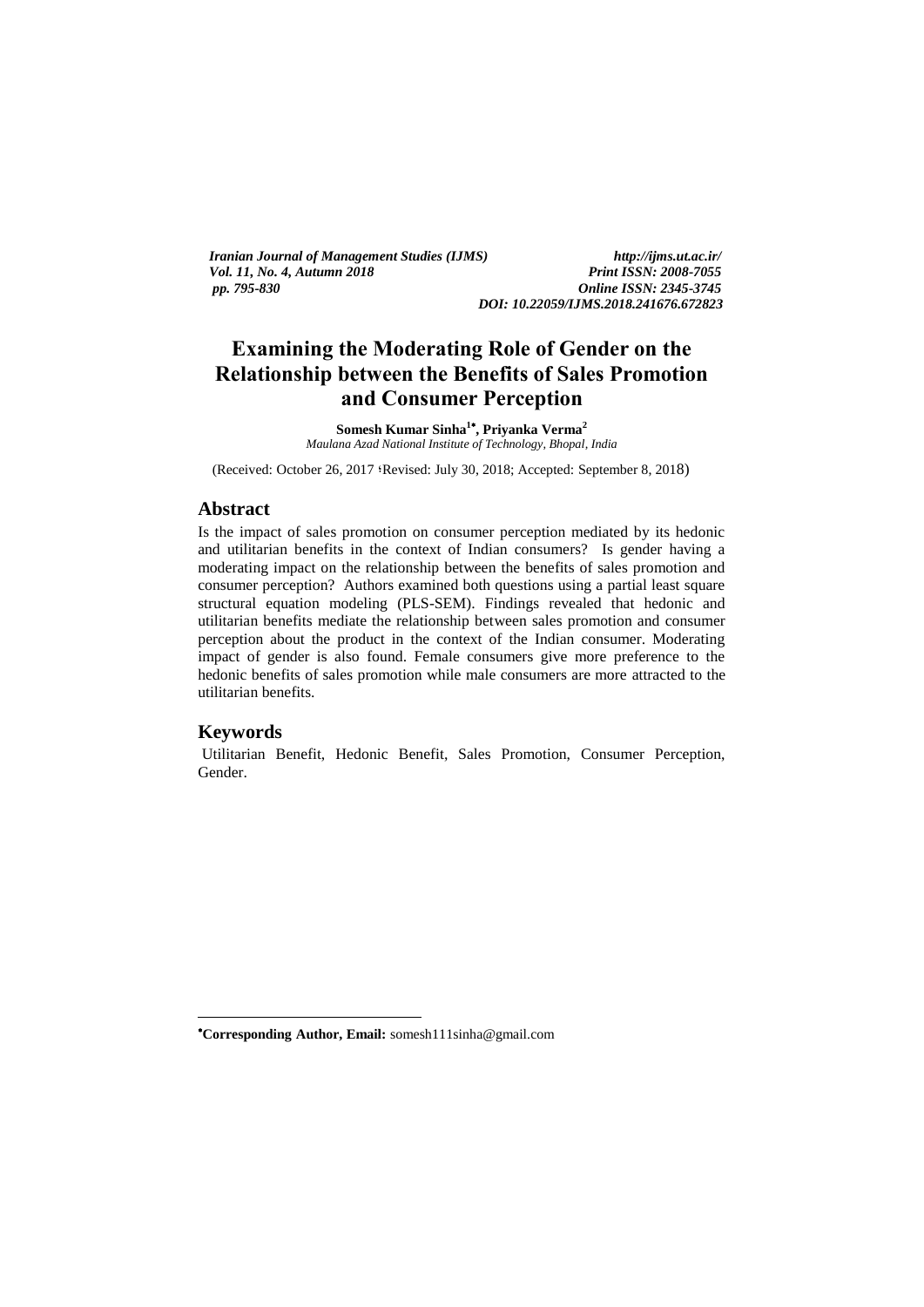*Iranian Journal of Management Studies (IJMS)* *http://ijms.ut.ac.ir/*
*Vol. 11, No. 4, Autumn 2018* *Print ISSN: 2008-7055*
*pp. 795-830* *Online ISSN: 2345-3745*
*DOI: 10.22059/IJMS.2018.241676.672823*

# Examining the Moderating Role of Gender on the Relationship between the Benefits of Sales Promotion and Consumer Perception

**Somesh Kumar Sinha[1•], Priyanka Verma[2]**
*Maulana Azad National Institute of Technology, Bhopal, India*

(Received: October 26, 2017 ؛Revised: July 30, 2018; Accepted: September 8, 2018)

## Abstract

Is the impact of sales promotion on consumer perception mediated by its hedonic and utilitarian benefits in the context of Indian consumers? Is gender having a moderating impact on the relationship between the benefits of sales promotion and consumer perception? Authors examined both questions using a partial least square structural equation modeling (PLS-SEM). Findings revealed that hedonic and utilitarian benefits mediate the relationship between sales promotion and consumer perception about the product in the context of the Indian consumer. Moderating impact of gender is also found. Female consumers give more preference to the hedonic benefits of sales promotion while male consumers are more attracted to the utilitarian benefits.

## Keywords

Utilitarian Benefit, Hedonic Benefit, Sales Promotion, Consumer Perception, Gender.

---

•**Corresponding Author, Email:** somesh111sinha@gmail.com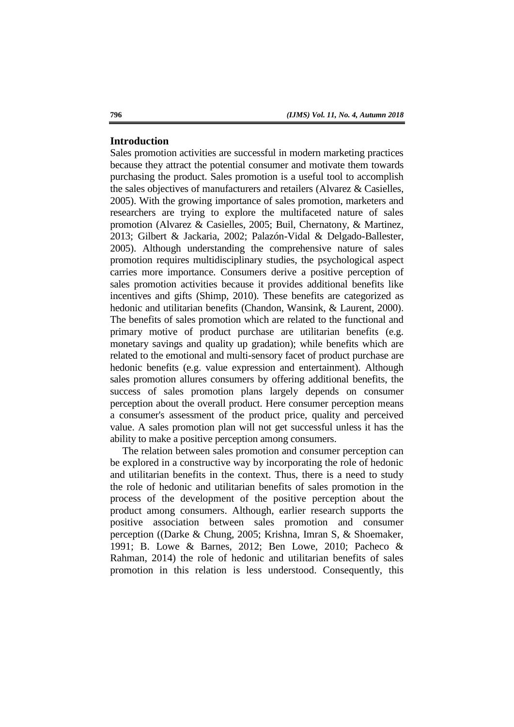## Introduction

Sales promotion activities are successful in modern marketing practices because they attract the potential consumer and motivate them towards purchasing the product. Sales promotion is a useful tool to accomplish the sales objectives of manufacturers and retailers (Alvarez & Casielles, 2005). With the growing importance of sales promotion, marketers and researchers are trying to explore the multifaceted nature of sales promotion (Alvarez & Casielles, 2005; Buil, Chernatony, & Martinez, 2013; Gilbert & Jackaria, 2002; Palazón-Vidal & Delgado-Ballester, 2005). Although understanding the comprehensive nature of sales promotion requires multidisciplinary studies, the psychological aspect carries more importance. Consumers derive a positive perception of sales promotion activities because it provides additional benefits like incentives and gifts (Shimp, 2010). These benefits are categorized as hedonic and utilitarian benefits (Chandon, Wansink, & Laurent, 2000). The benefits of sales promotion which are related to the functional and primary motive of product purchase are utilitarian benefits (e.g. monetary savings and quality up gradation); while benefits which are related to the emotional and multi-sensory facet of product purchase are hedonic benefits (e.g. value expression and entertainment). Although sales promotion allures consumers by offering additional benefits, the success of sales promotion plans largely depends on consumer perception about the overall product. Here consumer perception means a consumer's assessment of the product price, quality and perceived value. A sales promotion plan will not get successful unless it has the ability to make a positive perception among consumers.

The relation between sales promotion and consumer perception can be explored in a constructive way by incorporating the role of hedonic and utilitarian benefits in the context. Thus, there is a need to study the role of hedonic and utilitarian benefits of sales promotion in the process of the development of the positive perception about the product among consumers. Although, earlier research supports the positive association between sales promotion and consumer perception ((Darke & Chung, 2005; Krishna, Imran S, & Shoemaker, 1991; B. Lowe & Barnes, 2012; Ben Lowe, 2010; Pacheco & Rahman, 2014) the role of hedonic and utilitarian benefits of sales promotion in this relation is less understood. Consequently, this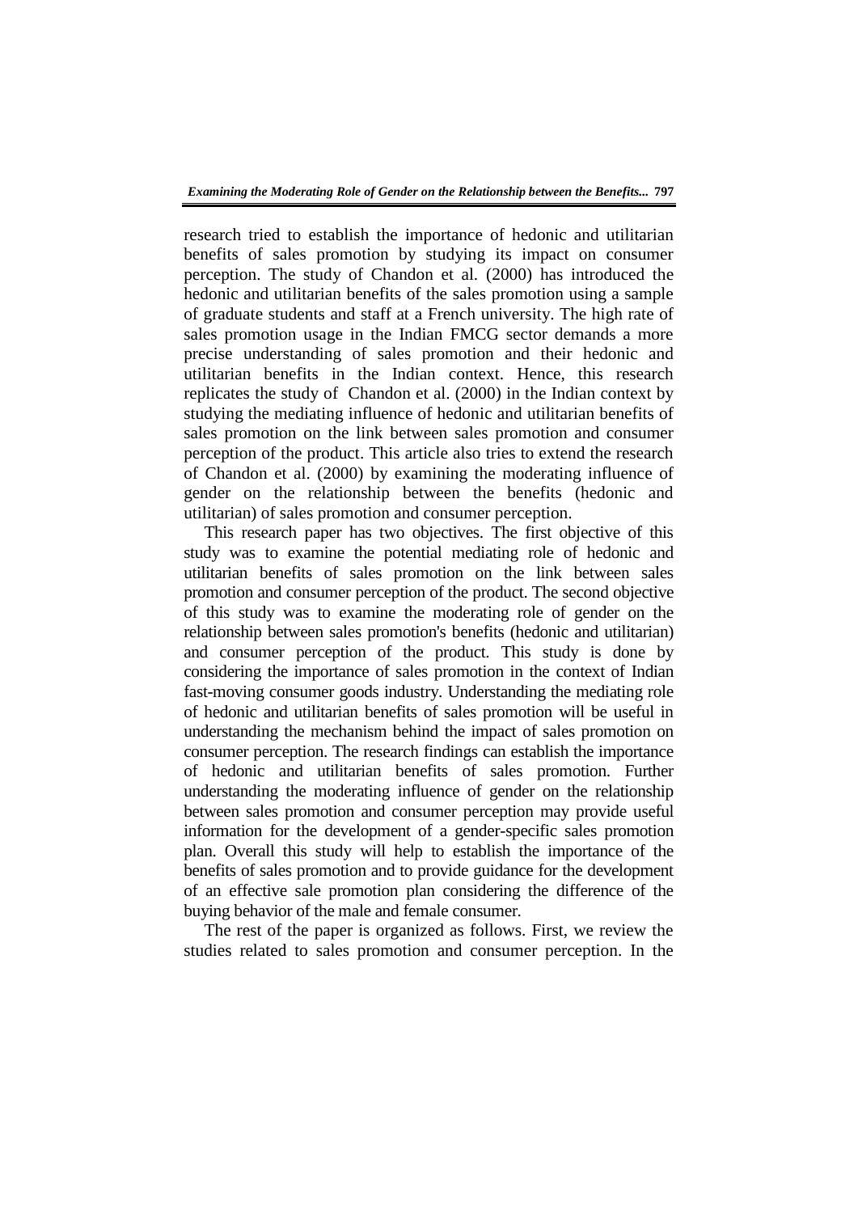research tried to establish the importance of hedonic and utilitarian benefits of sales promotion by studying its impact on consumer perception. The study of Chandon et al. (2000) has introduced the hedonic and utilitarian benefits of the sales promotion using a sample of graduate students and staff at a French university. The high rate of sales promotion usage in the Indian FMCG sector demands a more precise understanding of sales promotion and their hedonic and utilitarian benefits in the Indian context. Hence, this research replicates the study of Chandon et al. (2000) in the Indian context by studying the mediating influence of hedonic and utilitarian benefits of sales promotion on the link between sales promotion and consumer perception of the product. This article also tries to extend the research of Chandon et al. (2000) by examining the moderating influence of gender on the relationship between the benefits (hedonic and utilitarian) of sales promotion and consumer perception.

This research paper has two objectives. The first objective of this study was to examine the potential mediating role of hedonic and utilitarian benefits of sales promotion on the link between sales promotion and consumer perception of the product. The second objective of this study was to examine the moderating role of gender on the relationship between sales promotion's benefits (hedonic and utilitarian) and consumer perception of the product. This study is done by considering the importance of sales promotion in the context of Indian fast-moving consumer goods industry. Understanding the mediating role of hedonic and utilitarian benefits of sales promotion will be useful in understanding the mechanism behind the impact of sales promotion on consumer perception. The research findings can establish the importance of hedonic and utilitarian benefits of sales promotion. Further understanding the moderating influence of gender on the relationship between sales promotion and consumer perception may provide useful information for the development of a gender-specific sales promotion plan. Overall this study will help to establish the importance of the benefits of sales promotion and to provide guidance for the development of an effective sale promotion plan considering the difference of the buying behavior of the male and female consumer.

The rest of the paper is organized as follows. First, we review the studies related to sales promotion and consumer perception. In the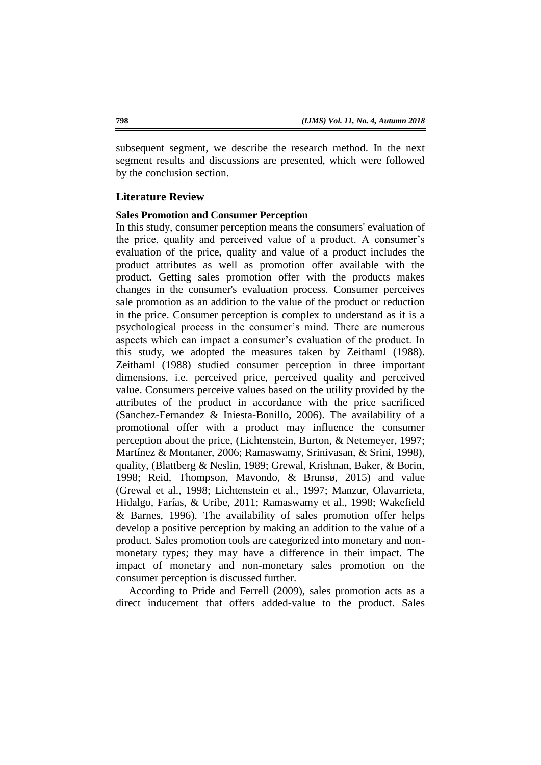subsequent segment, we describe the research method. In the next segment results and discussions are presented, which were followed by the conclusion section.

## Literature Review

### Sales Promotion and Consumer Perception

In this study, consumer perception means the consumers' evaluation of the price, quality and perceived value of a product. A consumer's evaluation of the price, quality and value of a product includes the product attributes as well as promotion offer available with the product. Getting sales promotion offer with the products makes changes in the consumer's evaluation process. Consumer perceives sale promotion as an addition to the value of the product or reduction in the price. Consumer perception is complex to understand as it is a psychological process in the consumer's mind. There are numerous aspects which can impact a consumer's evaluation of the product. In this study, we adopted the measures taken by Zeithaml (1988). Zeithaml (1988) studied consumer perception in three important dimensions, i.e. perceived price, perceived quality and perceived value. Consumers perceive values based on the utility provided by the attributes of the product in accordance with the price sacrificed (Sanchez-Fernandez & Iniesta-Bonillo, 2006). The availability of a promotional offer with a product may influence the consumer perception about the price, (Lichtenstein, Burton, & Netemeyer, 1997; Martínez & Montaner, 2006; Ramaswamy, Srinivasan, & Srini, 1998), quality, (Blattberg & Neslin, 1989; Grewal, Krishnan, Baker, & Borin, 1998; Reid, Thompson, Mavondo, & Brunsø, 2015) and value (Grewal et al., 1998; Lichtenstein et al., 1997; Manzur, Olavarrieta, Hidalgo, Farías, & Uribe, 2011; Ramaswamy et al., 1998; Wakefield & Barnes, 1996). The availability of sales promotion offer helps develop a positive perception by making an addition to the value of a product. Sales promotion tools are categorized into monetary and non-monetary types; they may have a difference in their impact. The impact of monetary and non-monetary sales promotion on the consumer perception is discussed further.

According to Pride and Ferrell (2009), sales promotion acts as a direct inducement that offers added-value to the product. Sales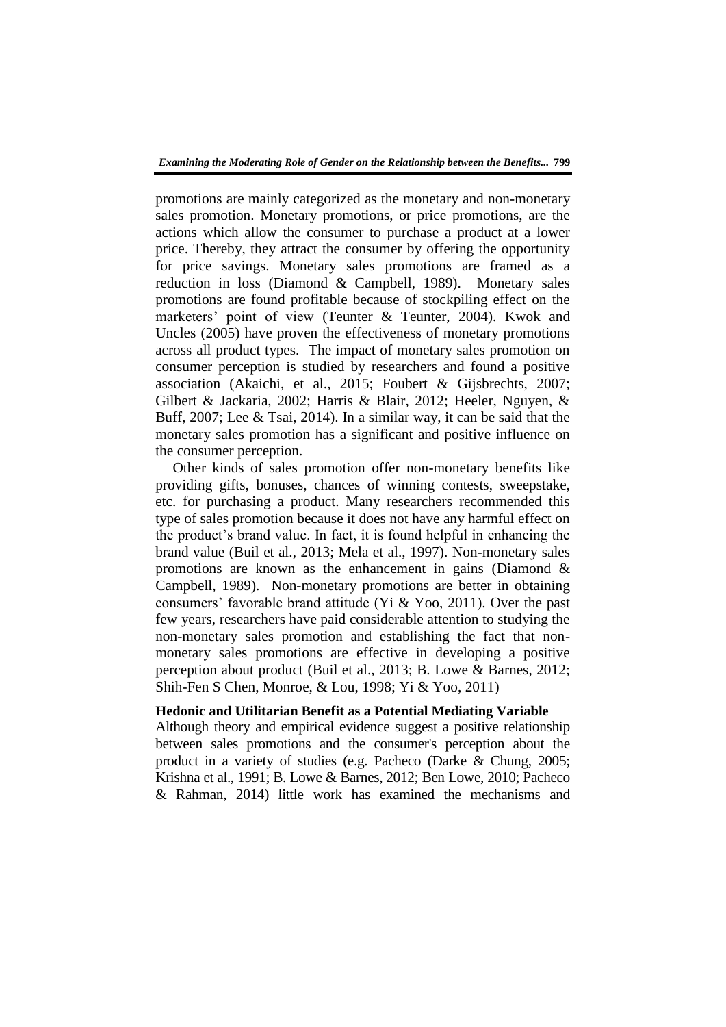promotions are mainly categorized as the monetary and non-monetary sales promotion. Monetary promotions, or price promotions, are the actions which allow the consumer to purchase a product at a lower price. Thereby, they attract the consumer by offering the opportunity for price savings. Monetary sales promotions are framed as a reduction in loss (Diamond & Campbell, 1989). Monetary sales promotions are found profitable because of stockpiling effect on the marketers' point of view (Teunter & Teunter, 2004). Kwok and Uncles (2005) have proven the effectiveness of monetary promotions across all product types. The impact of monetary sales promotion on consumer perception is studied by researchers and found a positive association (Akaichi, et al., 2015; Foubert & Gijsbrechts, 2007; Gilbert & Jackaria, 2002; Harris & Blair, 2012; Heeler, Nguyen, & Buff, 2007; Lee & Tsai, 2014). In a similar way, it can be said that the monetary sales promotion has a significant and positive influence on the consumer perception.

Other kinds of sales promotion offer non-monetary benefits like providing gifts, bonuses, chances of winning contests, sweepstake, etc. for purchasing a product. Many researchers recommended this type of sales promotion because it does not have any harmful effect on the product's brand value. In fact, it is found helpful in enhancing the brand value (Buil et al., 2013; Mela et al., 1997). Non-monetary sales promotions are known as the enhancement in gains (Diamond & Campbell, 1989). Non-monetary promotions are better in obtaining consumers' favorable brand attitude (Yi & Yoo, 2011). Over the past few years, researchers have paid considerable attention to studying the non-monetary sales promotion and establishing the fact that non-monetary sales promotions are effective in developing a positive perception about product (Buil et al., 2013; B. Lowe & Barnes, 2012; Shih-Fen S Chen, Monroe, & Lou, 1998; Yi & Yoo, 2011)

**Hedonic and Utilitarian Benefit as a Potential Mediating Variable**

Although theory and empirical evidence suggest a positive relationship between sales promotions and the consumer's perception about the product in a variety of studies (e.g. Pacheco (Darke & Chung, 2005; Krishna et al., 1991; B. Lowe & Barnes, 2012; Ben Lowe, 2010; Pacheco & Rahman, 2014) little work has examined the mechanisms and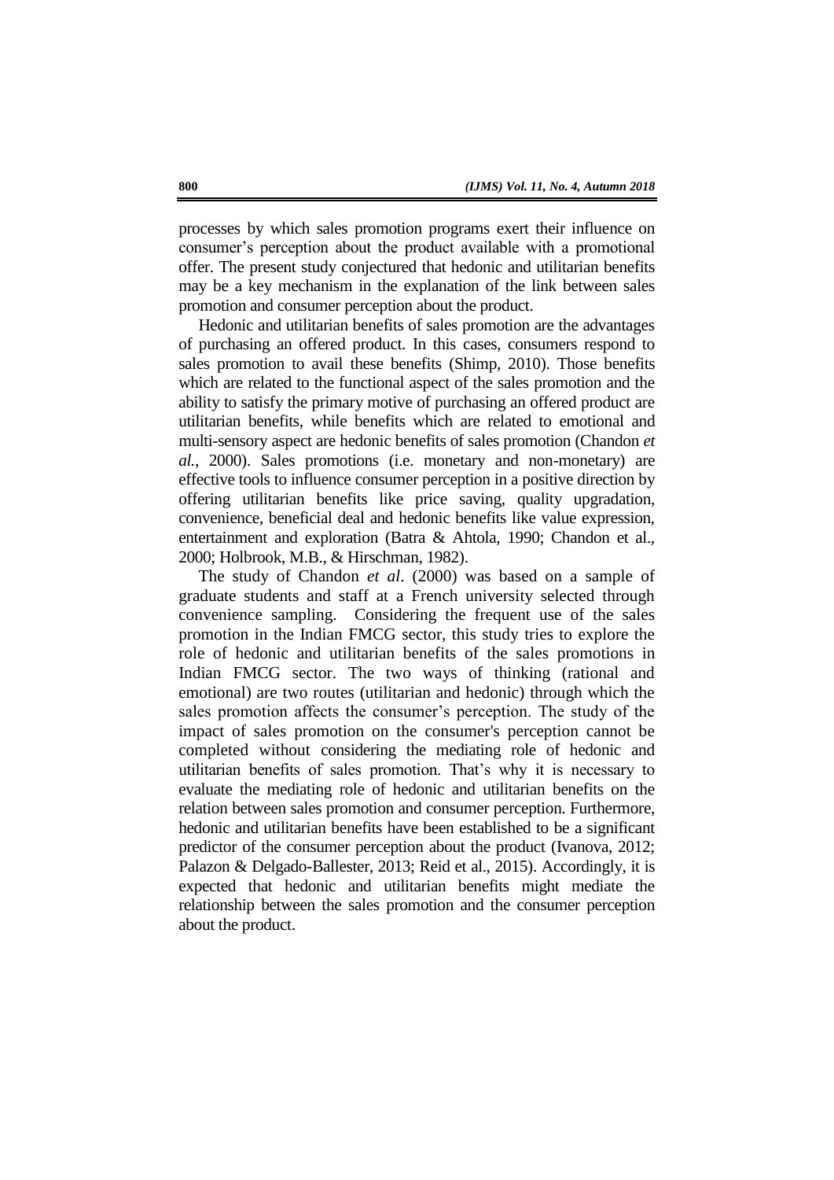processes by which sales promotion programs exert their influence on consumer's perception about the product available with a promotional offer. The present study conjectured that hedonic and utilitarian benefits may be a key mechanism in the explanation of the link between sales promotion and consumer perception about the product.

Hedonic and utilitarian benefits of sales promotion are the advantages of purchasing an offered product. In this cases, consumers respond to sales promotion to avail these benefits (Shimp, 2010). Those benefits which are related to the functional aspect of the sales promotion and the ability to satisfy the primary motive of purchasing an offered product are utilitarian benefits, while benefits which are related to emotional and multi-sensory aspect are hedonic benefits of sales promotion (Chandon *et al.*, 2000). Sales promotions (i.e. monetary and non-monetary) are effective tools to influence consumer perception in a positive direction by offering utilitarian benefits like price saving, quality upgradation, convenience, beneficial deal and hedonic benefits like value expression, entertainment and exploration (Batra & Ahtola, 1990; Chandon et al., 2000; Holbrook, M.B., & Hirschman, 1982).

The study of Chandon *et al*. (2000) was based on a sample of graduate students and staff at a French university selected through convenience sampling. Considering the frequent use of the sales promotion in the Indian FMCG sector, this study tries to explore the role of hedonic and utilitarian benefits of the sales promotions in Indian FMCG sector. The two ways of thinking (rational and emotional) are two routes (utilitarian and hedonic) through which the sales promotion affects the consumer's perception. The study of the impact of sales promotion on the consumer's perception cannot be completed without considering the mediating role of hedonic and utilitarian benefits of sales promotion. That's why it is necessary to evaluate the mediating role of hedonic and utilitarian benefits on the relation between sales promotion and consumer perception. Furthermore, hedonic and utilitarian benefits have been established to be a significant predictor of the consumer perception about the product (Ivanova, 2012; Palazon & Delgado-Ballester, 2013; Reid et al., 2015). Accordingly, it is expected that hedonic and utilitarian benefits might mediate the relationship between the sales promotion and the consumer perception about the product.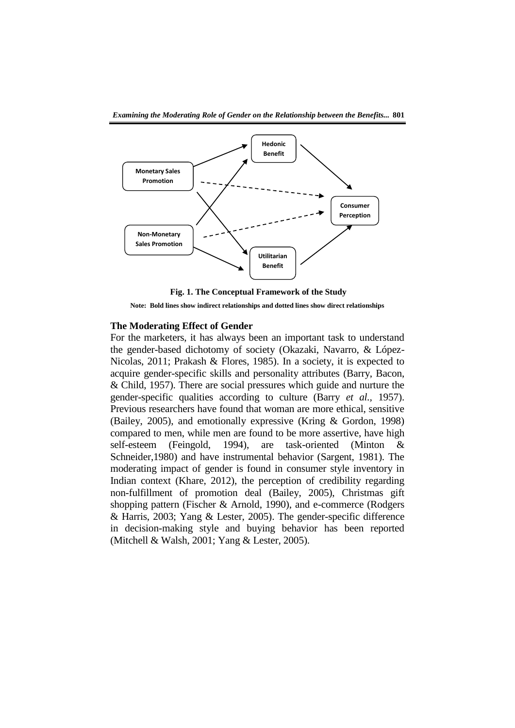Fig. 1. The Conceptual Framework of the Study

Note: Bold lines show indirect relationships and dotted lines show direct relationships

## The Moderating Effect of Gender

For the marketers, it has always been an important task to understand the gender-based dichotomy of society (Okazaki, Navarro, & López-Nicolas, 2011; Prakash & Flores, 1985). In a society, it is expected to acquire gender-specific skills and personality attributes (Barry, Bacon, & Child, 1957). There are social pressures which guide and nurture the gender-specific qualities according to culture (Barry *et al.,* 1957). Previous researchers have found that woman are more ethical, sensitive (Bailey, 2005), and emotionally expressive (Kring & Gordon, 1998) compared to men, while men are found to be more assertive, have high self-esteem (Feingold, 1994), are task-oriented (Minton & Schneider,1980) and have instrumental behavior (Sargent, 1981). The moderating impact of gender is found in consumer style inventory in Indian context (Khare, 2012), the perception of credibility regarding non-fulfillment of promotion deal (Bailey, 2005), Christmas gift shopping pattern (Fischer & Arnold, 1990), and e-commerce (Rodgers & Harris, 2003; Yang & Lester, 2005). The gender-specific difference in decision-making style and buying behavior has been reported (Mitchell & Walsh, 2001; Yang & Lester, 2005).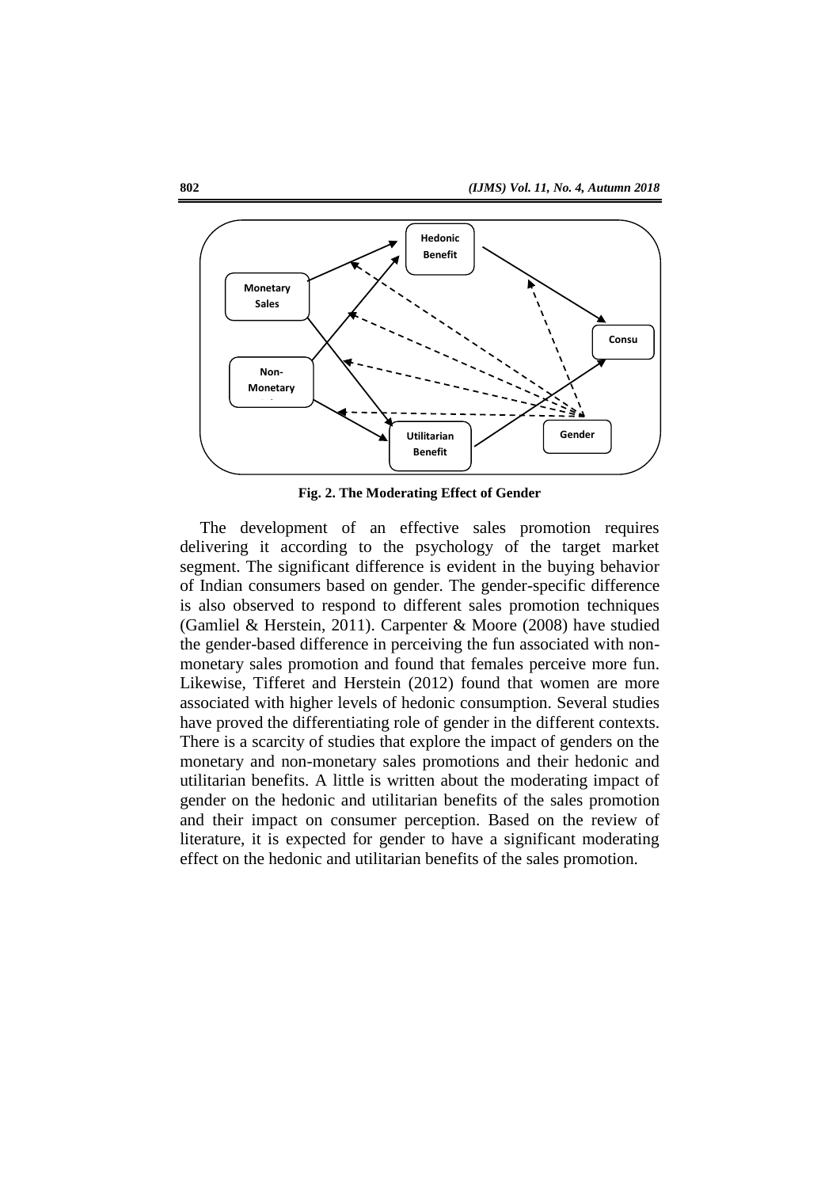**Fig. 2. The Moderating Effect of Gender**

The development of an effective sales promotion requires delivering it according to the psychology of the target market segment. The significant difference is evident in the buying behavior of Indian consumers based on gender. The gender-specific difference is also observed to respond to different sales promotion techniques (Gamliel & Herstein, 2011). Carpenter & Moore (2008) have studied the gender-based difference in perceiving the fun associated with non-monetary sales promotion and found that females perceive more fun. Likewise, Tifferet and Herstein (2012) found that women are more associated with higher levels of hedonic consumption. Several studies have proved the differentiating role of gender in the different contexts. There is a scarcity of studies that explore the impact of genders on the monetary and non-monetary sales promotions and their hedonic and utilitarian benefits. A little is written about the moderating impact of gender on the hedonic and utilitarian benefits of the sales promotion and their impact on consumer perception. Based on the review of literature, it is expected for gender to have a significant moderating effect on the hedonic and utilitarian benefits of the sales promotion.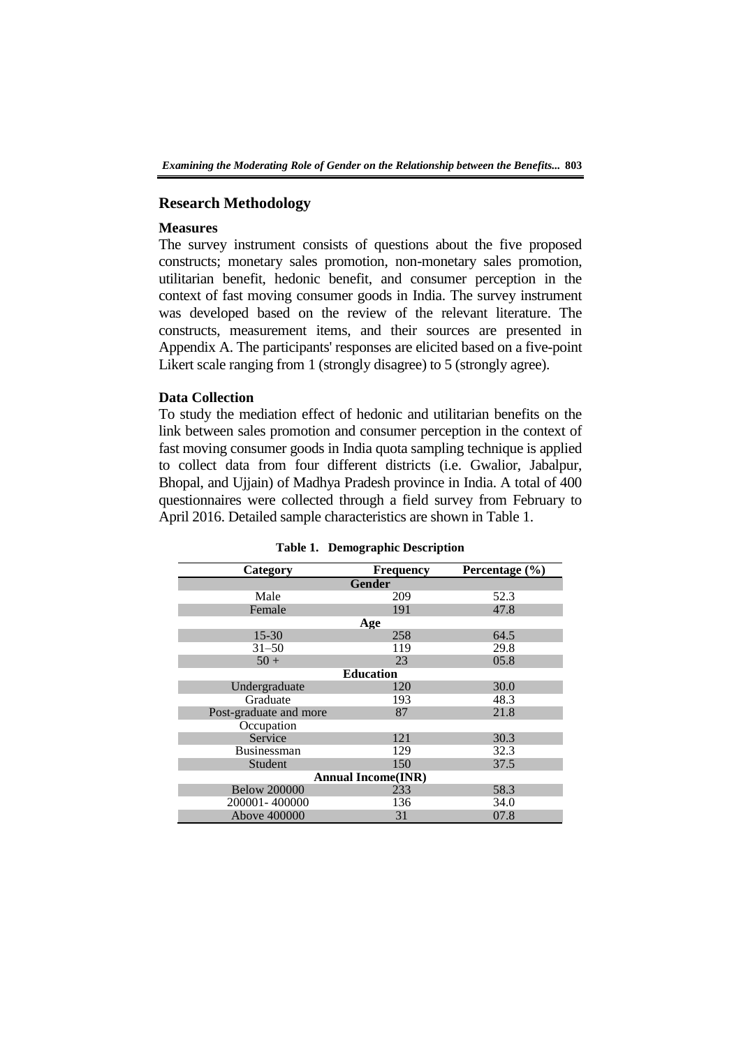## Research Methodology

### Measures

The survey instrument consists of questions about the five proposed constructs; monetary sales promotion, non-monetary sales promotion, utilitarian benefit, hedonic benefit, and consumer perception in the context of fast moving consumer goods in India. The survey instrument was developed based on the review of the relevant literature. The constructs, measurement items, and their sources are presented in Appendix A. The participants' responses are elicited based on a five-point Likert scale ranging from 1 (strongly disagree) to 5 (strongly agree).

### Data Collection

To study the mediation effect of hedonic and utilitarian benefits on the link between sales promotion and consumer perception in the context of fast moving consumer goods in India quota sampling technique is applied to collect data from four different districts (i.e. Gwalior, Jabalpur, Bhopal, and Ujjain) of Madhya Pradesh province in India. A total of 400 questionnaires were collected through a field survey from February to April 2016. Detailed sample characteristics are shown in Table 1.

**Table 1. Demographic Description**

| Category | Frequency | Percentage (%) |
|---|---|---|
| **Gender** | | |
| Male | 209 | 52.3 |
| Female | 191 | 47.8 |
| **Age** | | |
| 15-30 | 258 | 64.5 |
| 31–50 | 119 | 29.8 |
| 50 + | 23 | 05.8 |
| **Education** | | |
| Undergraduate | 120 | 30.0 |
| Graduate | 193 | 48.3 |
| Post-graduate and more | 87 | 21.8 |
| Occupation | | |
| Service | 121 | 30.3 |
| Businessman | 129 | 32.3 |
| Student | 150 | 37.5 |
| **Annual Income(INR)** | | |
| Below 200000 | 233 | 58.3 |
| 200001- 400000 | 136 | 34.0 |
| Above 400000 | 31 | 07.8 |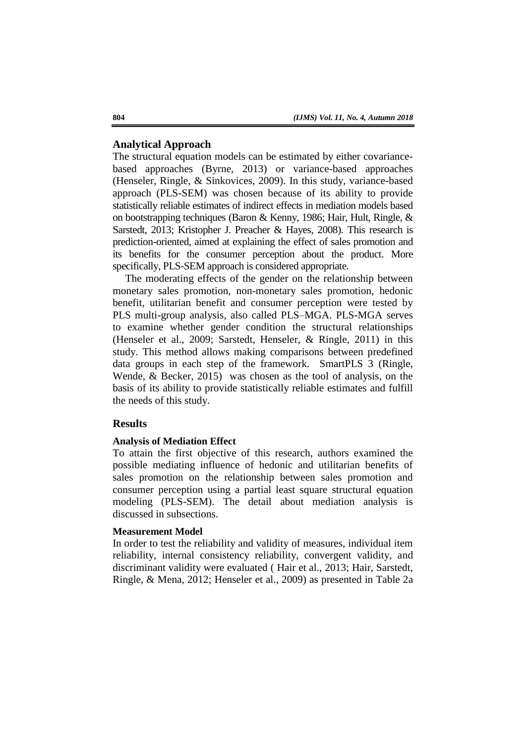## Analytical Approach

The structural equation models can be estimated by either covariance-based approaches (Byrne, 2013) or variance-based approaches (Henseler, Ringle, & Sinkovices, 2009). In this study, variance-based approach (PLS-SEM) was chosen because of its ability to provide statistically reliable estimates of indirect effects in mediation models based on bootstrapping techniques (Baron & Kenny, 1986; Hair, Hult, Ringle, & Sarstedt, 2013; Kristopher J. Preacher & Hayes, 2008). This research is prediction-oriented, aimed at explaining the effect of sales promotion and its benefits for the consumer perception about the product. More specifically, PLS-SEM approach is considered appropriate.

The moderating effects of the gender on the relationship between monetary sales promotion, non-monetary sales promotion, hedonic benefit, utilitarian benefit and consumer perception were tested by PLS multi-group analysis, also called PLS–MGA. PLS-MGA serves to examine whether gender condition the structural relationships (Henseler et al., 2009; Sarstedt, Henseler, & Ringle, 2011) in this study. This method allows making comparisons between predefined data groups in each step of the framework. SmartPLS 3 (Ringle, Wende, & Becker, 2015) was chosen as the tool of analysis, on the basis of its ability to provide statistically reliable estimates and fulfill the needs of this study.

## Results

### Analysis of Mediation Effect

To attain the first objective of this research, authors examined the possible mediating influence of hedonic and utilitarian benefits of sales promotion on the relationship between sales promotion and consumer perception using a partial least square structural equation modeling (PLS-SEM). The detail about mediation analysis is discussed in subsections.

### Measurement Model

In order to test the reliability and validity of measures, individual item reliability, internal consistency reliability, convergent validity, and discriminant validity were evaluated ( Hair et al., 2013; Hair, Sarstedt, Ringle, & Mena, 2012; Henseler et al., 2009) as presented in Table 2a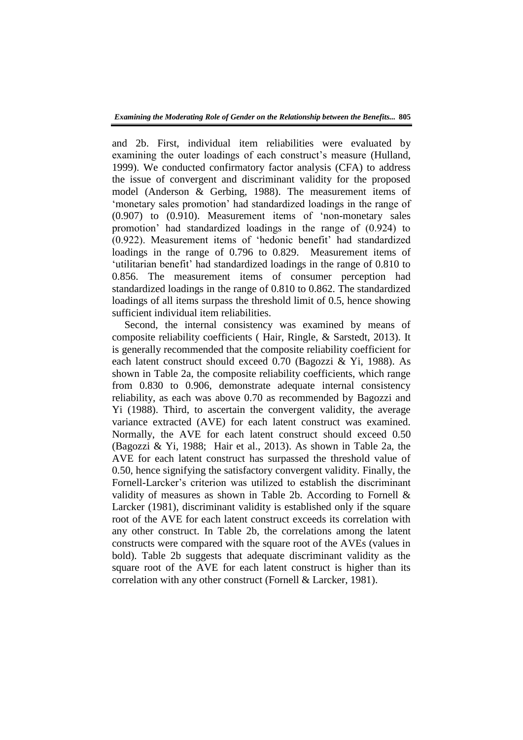and 2b. First, individual item reliabilities were evaluated by examining the outer loadings of each construct's measure (Hulland, 1999). We conducted confirmatory factor analysis (CFA) to address the issue of convergent and discriminant validity for the proposed model (Anderson & Gerbing, 1988). The measurement items of 'monetary sales promotion' had standardized loadings in the range of (0.907) to (0.910). Measurement items of 'non-monetary sales promotion' had standardized loadings in the range of (0.924) to (0.922). Measurement items of 'hedonic benefit' had standardized loadings in the range of 0.796 to 0.829. Measurement items of 'utilitarian benefit' had standardized loadings in the range of 0.810 to 0.856. The measurement items of consumer perception had standardized loadings in the range of 0.810 to 0.862. The standardized loadings of all items surpass the threshold limit of 0.5, hence showing sufficient individual item reliabilities.

Second, the internal consistency was examined by means of composite reliability coefficients ( Hair, Ringle, & Sarstedt, 2013). It is generally recommended that the composite reliability coefficient for each latent construct should exceed 0.70 (Bagozzi & Yi, 1988). As shown in Table 2a, the composite reliability coefficients, which range from 0.830 to 0.906, demonstrate adequate internal consistency reliability, as each was above 0.70 as recommended by Bagozzi and Yi (1988). Third, to ascertain the convergent validity, the average variance extracted (AVE) for each latent construct was examined. Normally, the AVE for each latent construct should exceed 0.50 (Bagozzi & Yi, 1988; Hair et al., 2013). As shown in Table 2a, the AVE for each latent construct has surpassed the threshold value of 0.50, hence signifying the satisfactory convergent validity. Finally, the Fornell-Larcker's criterion was utilized to establish the discriminant validity of measures as shown in Table 2b. According to Fornell & Larcker (1981), discriminant validity is established only if the square root of the AVE for each latent construct exceeds its correlation with any other construct. In Table 2b, the correlations among the latent constructs were compared with the square root of the AVEs (values in bold). Table 2b suggests that adequate discriminant validity as the square root of the AVE for each latent construct is higher than its correlation with any other construct (Fornell & Larcker, 1981).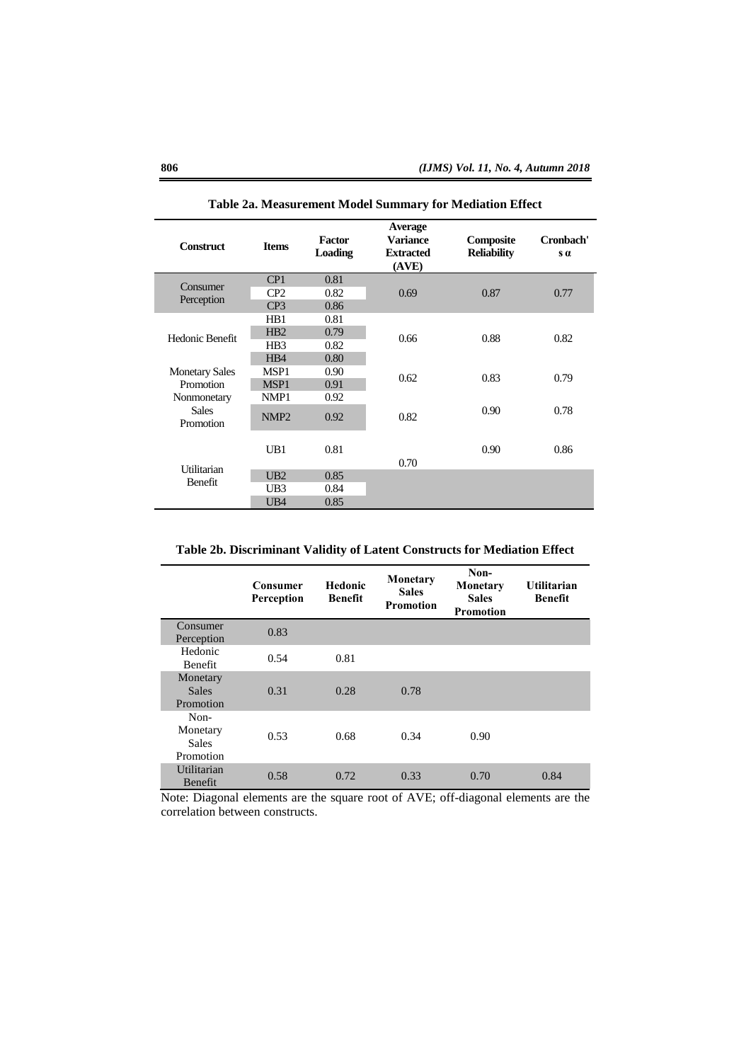**Table 2a. Measurement Model Summary for Mediation Effect**

| Construct | Items | Factor Loading | Average Variance Extracted (AVE) | Composite Reliability | Cronbach's α |
|---|---|---|---|---|---|
| Consumer Perception | CP1 | 0.81 | 0.69 | 0.87 | 0.77 |
| | CP2 | 0.82 | | | |
| | CP3 | 0.86 | | | |
| Hedonic Benefit | HB1 | 0.81 | 0.66 | 0.88 | 0.82 |
| | HB2 | 0.79 | | | |
| | HB3 | 0.82 | | | |
| | HB4 | 0.80 | | | |
| Monetary Sales Promotion | MSP1 | 0.90 | 0.62 | 0.83 | 0.79 |
| | MSP1 | 0.91 | | | |
| Nonmonetary Sales Promotion | NMP1 | 0.92 | 0.82 | 0.90 | 0.78 |
| | NMP2 | 0.92 | | | |
| Utilitarian Benefit | UB1 | 0.81 | 0.70 | 0.90 | 0.86 |
| | UB2 | 0.85 | | | |
| | UB3 | 0.84 | | | |
| | UB4 | 0.85 | | | |

**Table 2b. Discriminant Validity of Latent Constructs for Mediation Effect**

| | Consumer Perception | Hedonic Benefit | Monetary Sales Promotion | Non-Monetary Sales Promotion | Utilitarian Benefit |
|---|---|---|---|---|---|
| Consumer Perception | 0.83 | | | | |
| Hedonic Benefit | 0.54 | 0.81 | | | |
| Monetary Sales Promotion | 0.31 | 0.28 | 0.78 | | |
| Non-Monetary Sales Promotion | 0.53 | 0.68 | 0.34 | 0.90 | |
| Utilitarian Benefit | 0.58 | 0.72 | 0.33 | 0.70 | 0.84 |

Note: Diagonal elements are the square root of AVE; off-diagonal elements are the correlation between constructs.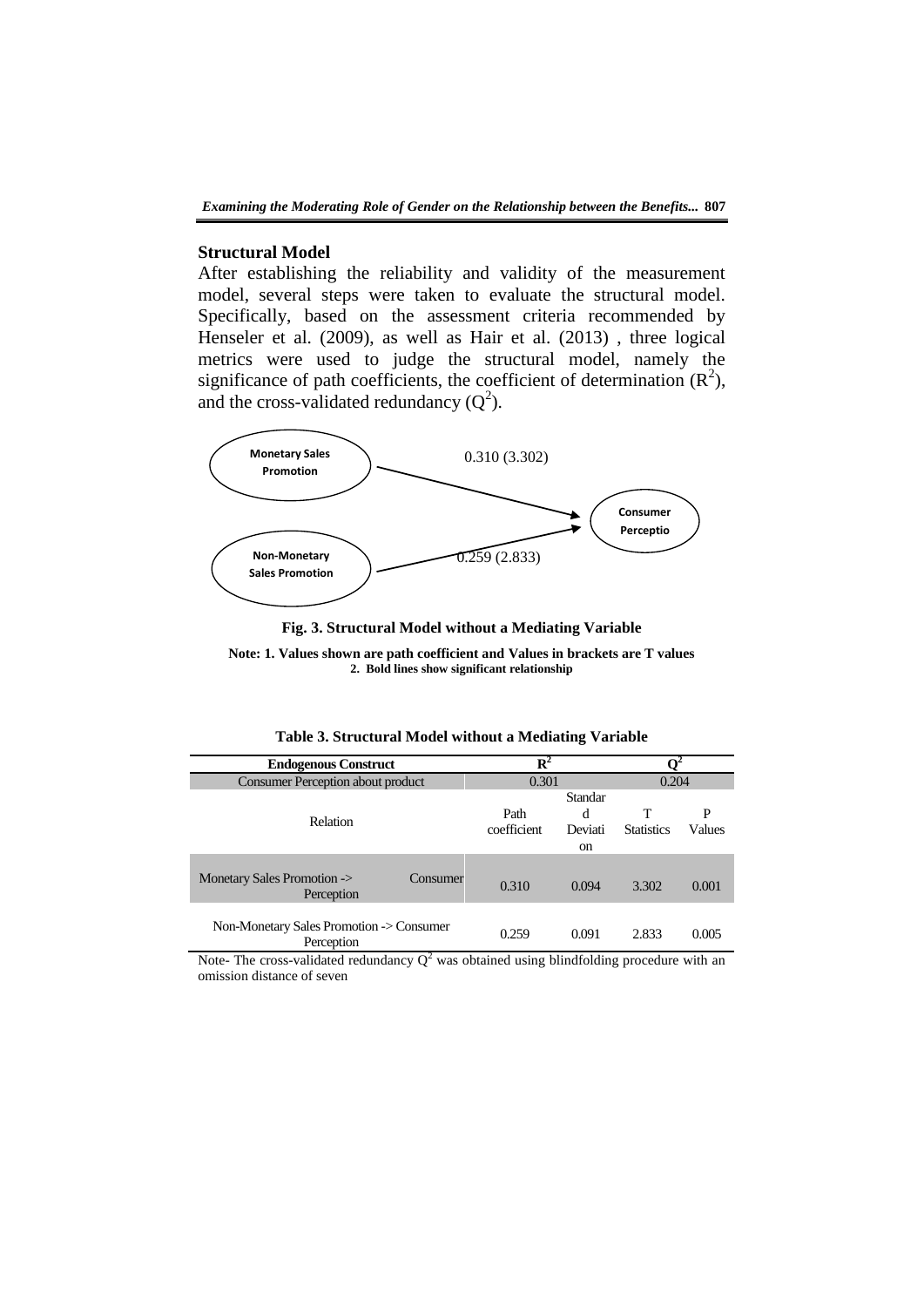## Structural Model

After establishing the reliability and validity of the measurement model, several steps were taken to evaluate the structural model. Specifically, based on the assessment criteria recommended by Henseler et al. (2009), as well as Hair et al. (2013) , three logical metrics were used to judge the structural model, namely the significance of path coefficients, the coefficient of determination ($R^2$), and the cross-validated redundancy ($Q^2$).

Monetary Sales Promotion

0.310 (3.302)

Consumer Perceptio

Non-Monetary Sales Promotion

0.259 (2.833)

**Fig. 3. Structural Model without a Mediating Variable**

**Note: 1. Values shown are path coefficient and Values in brackets are T values**
**2. Bold lines show significant relationship**

**Table 3. Structural Model without a Mediating Variable**

| **Endogenous Construct** | **$R^2$** | | **$Q^2$** | |
|---|---|---|---|---|
| Consumer Perception about product | 0.301 | | 0.204 | |
| Relation | Path coefficient | Standard Deviation | T Statistics | P Values |
| Monetary Sales Promotion -> Consumer Perception | 0.310 | 0.094 | 3.302 | 0.001 |
| Non-Monetary Sales Promotion -> Consumer Perception | 0.259 | 0.091 | 2.833 | 0.005 |

Note- The cross-validated redundancy $Q^2$ was obtained using blindfolding procedure with an omission distance of seven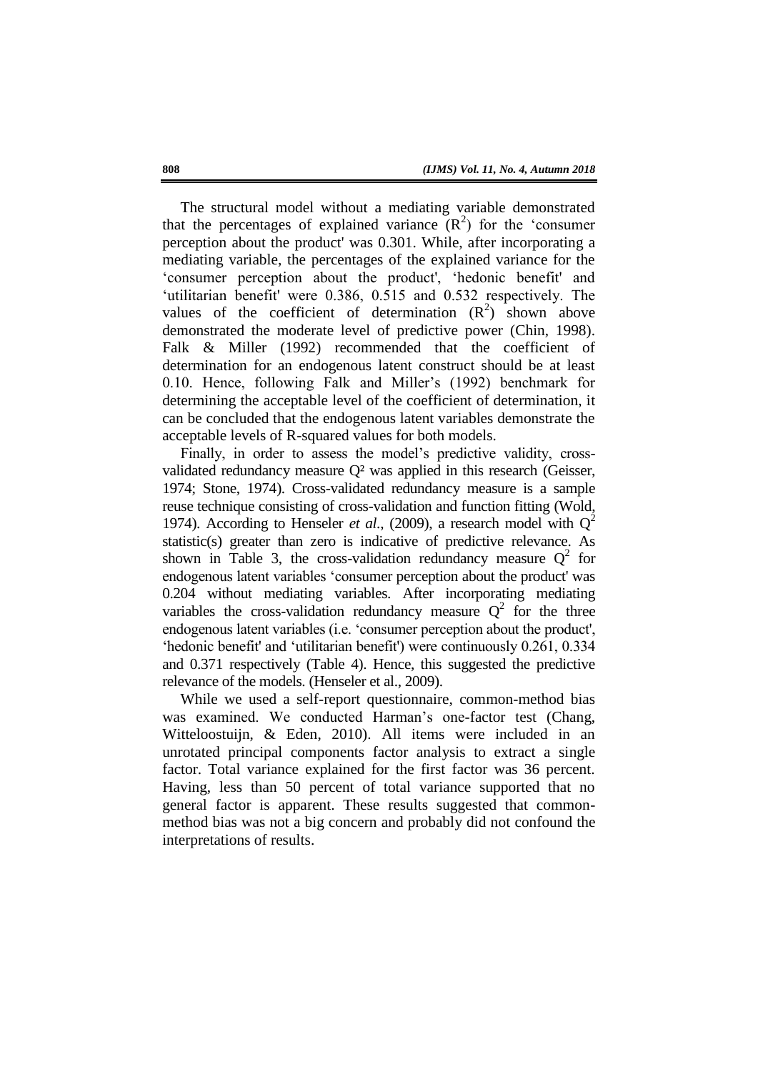The structural model without a mediating variable demonstrated that the percentages of explained variance ($R^2$) for the 'consumer perception about the product' was 0.301. While, after incorporating a mediating variable, the percentages of the explained variance for the 'consumer perception about the product', 'hedonic benefit' and 'utilitarian benefit' were 0.386, 0.515 and 0.532 respectively. The values of the coefficient of determination ($R^2$) shown above demonstrated the moderate level of predictive power (Chin, 1998). Falk & Miller (1992) recommended that the coefficient of determination for an endogenous latent construct should be at least 0.10. Hence, following Falk and Miller's (1992) benchmark for determining the acceptable level of the coefficient of determination, it can be concluded that the endogenous latent variables demonstrate the acceptable levels of R-squared values for both models.

Finally, in order to assess the model's predictive validity, cross-validated redundancy measure $Q^2$ was applied in this research (Geisser, 1974; Stone, 1974). Cross-validated redundancy measure is a sample reuse technique consisting of cross-validation and function fitting (Wold, 1974). According to Henseler *et al.*, (2009), a research model with $Q^2$ statistic(s) greater than zero is indicative of predictive relevance. As shown in Table 3, the cross-validation redundancy measure $Q^2$ for endogenous latent variables 'consumer perception about the product' was 0.204 without mediating variables. After incorporating mediating variables the cross-validation redundancy measure $Q^2$ for the three endogenous latent variables (i.e. 'consumer perception about the product', 'hedonic benefit' and 'utilitarian benefit') were continuously 0.261, 0.334 and 0.371 respectively (Table 4). Hence, this suggested the predictive relevance of the models. (Henseler et al., 2009).

While we used a self-report questionnaire, common-method bias was examined. We conducted Harman's one-factor test (Chang, Witteloostuijn, & Eden, 2010). All items were included in an unrotated principal components factor analysis to extract a single factor. Total variance explained for the first factor was 36 percent. Having, less than 50 percent of total variance supported that no general factor is apparent. These results suggested that common-method bias was not a big concern and probably did not confound the interpretations of results.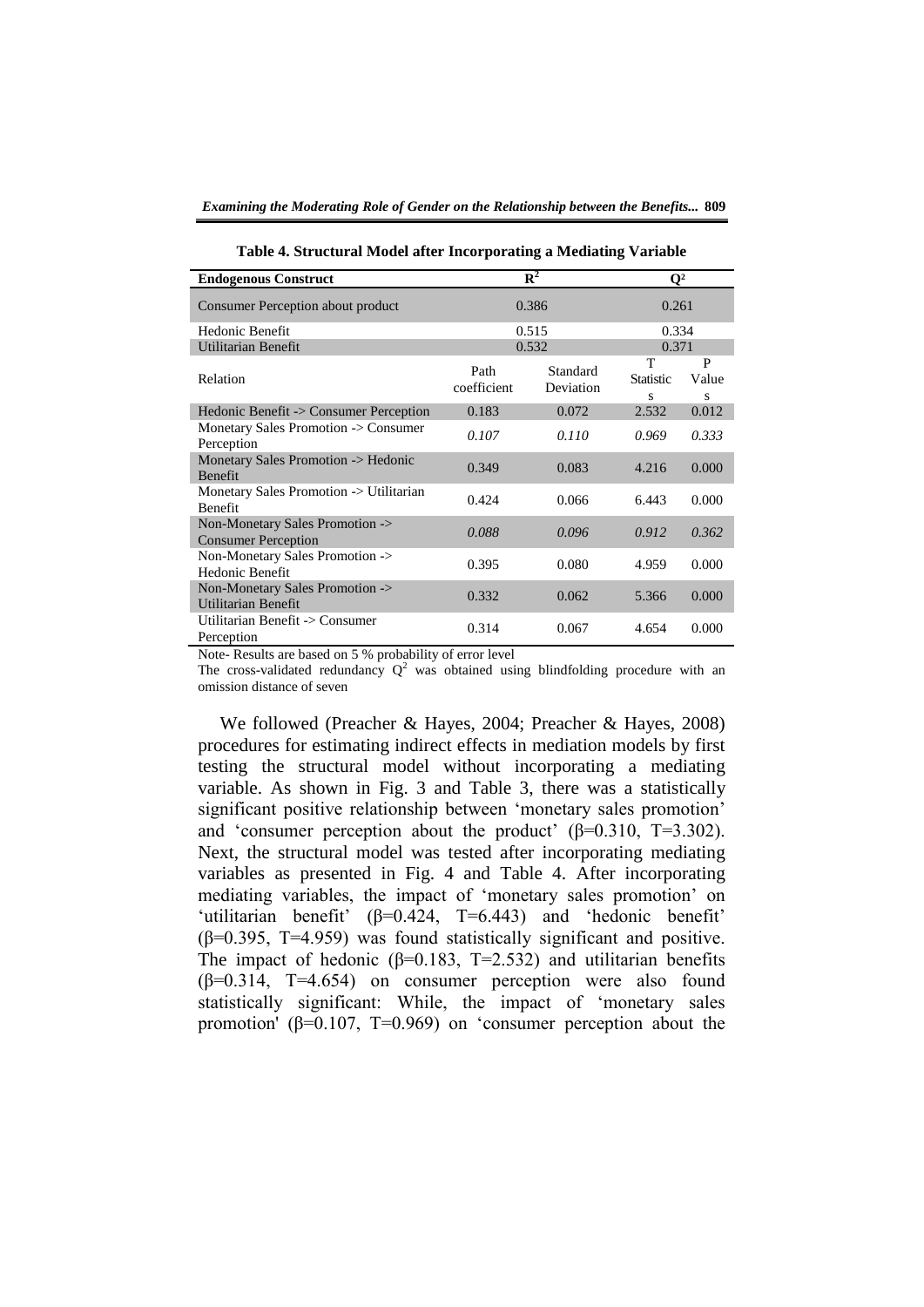**Table 4. Structural Model after Incorporating a Mediating Variable**

| Endogenous Construct | $R^2$ | | $Q^2$ | |
|---|---|---|---|---|
| Consumer Perception about product | 0.386 | | 0.261 | |
| Hedonic Benefit | 0.515 | | 0.334 | |
| Utilitarian Benefit | 0.532 | | 0.371 | |
| Relation | Path coefficient | Standard Deviation | T Statistics | P Values |
| Hedonic Benefit -> Consumer Perception | 0.183 | 0.072 | 2.532 | 0.012 |
| Monetary Sales Promotion -> Consumer Perception | *0.107* | *0.110* | *0.969* | *0.333* |
| Monetary Sales Promotion -> Hedonic Benefit | 0.349 | 0.083 | 4.216 | 0.000 |
| Monetary Sales Promotion -> Utilitarian Benefit | 0.424 | 0.066 | 6.443 | 0.000 |
| Non-Monetary Sales Promotion -> Consumer Perception | *0.088* | *0.096* | *0.912* | *0.362* |
| Non-Monetary Sales Promotion -> Hedonic Benefit | 0.395 | 0.080 | 4.959 | 0.000 |
| Non-Monetary Sales Promotion -> Utilitarian Benefit | 0.332 | 0.062 | 5.366 | 0.000 |
| Utilitarian Benefit -> Consumer Perception | 0.314 | 0.067 | 4.654 | 0.000 |

Note- Results are based on 5 % probability of error level

The cross-validated redundancy $Q^2$ was obtained using blindfolding procedure with an omission distance of seven

We followed (Preacher & Hayes, 2004; Preacher & Hayes, 2008) procedures for estimating indirect effects in mediation models by first testing the structural model without incorporating a mediating variable. As shown in Fig. 3 and Table 3, there was a statistically significant positive relationship between 'monetary sales promotion' and 'consumer perception about the product' (β=0.310, T=3.302). Next, the structural model was tested after incorporating mediating variables as presented in Fig. 4 and Table 4. After incorporating mediating variables, the impact of 'monetary sales promotion' on 'utilitarian benefit' (β=0.424, T=6.443) and 'hedonic benefit' (β=0.395, T=4.959) was found statistically significant and positive. The impact of hedonic (β=0.183, T=2.532) and utilitarian benefits (β=0.314, T=4.654) on consumer perception were also found statistically significant: While, the impact of 'monetary sales promotion' (β=0.107, T=0.969) on 'consumer perception about the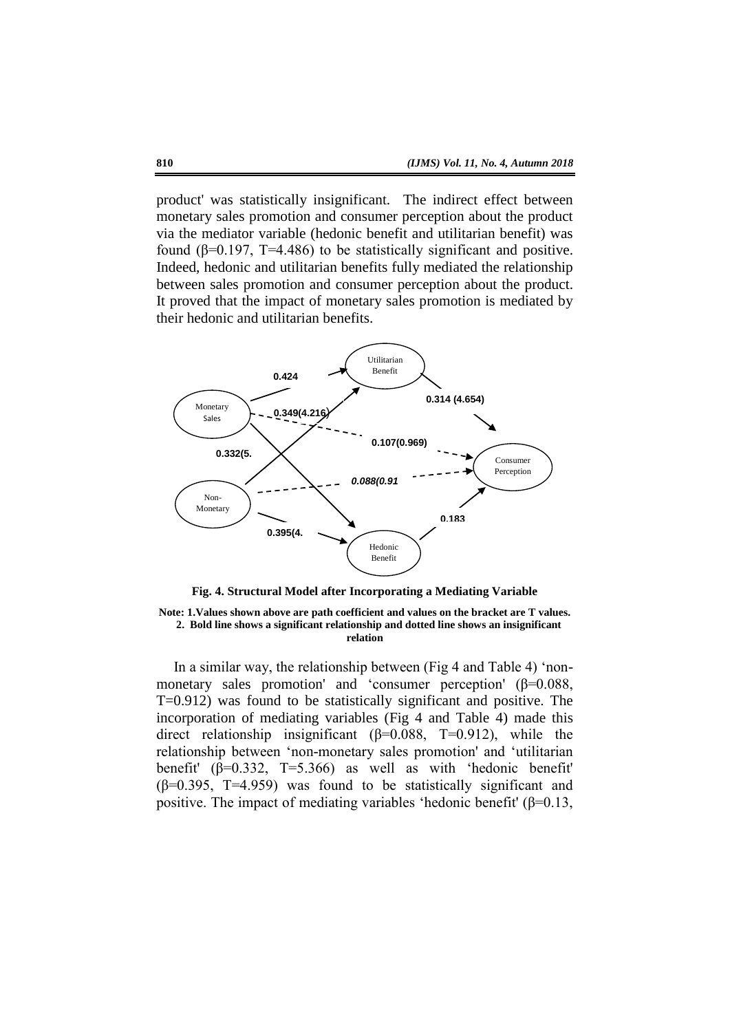product' was statistically insignificant. The indirect effect between monetary sales promotion and consumer perception about the product via the mediator variable (hedonic benefit and utilitarian benefit) was found (β=0.197, T=4.486) to be statistically significant and positive. Indeed, hedonic and utilitarian benefits fully mediated the relationship between sales promotion and consumer perception about the product. It proved that the impact of monetary sales promotion is mediated by their hedonic and utilitarian benefits.

Utilitarian Benefit

0.424

0.314 (4.654)

Monetary Sales

0.349(4.216)

0.107(0.969)

0.332(5.

Consumer Perception

0.088(0.91

Non-Monetary

0.183

0.395(4.

Hedonic Benefit

**Fig. 4. Structural Model after Incorporating a Mediating Variable**

**Note: 1.Values shown above are path coefficient and values on the bracket are T values.**
**2. Bold line shows a significant relationship and dotted line shows an insignificant relation**

In a similar way, the relationship between (Fig 4 and Table 4) 'non-monetary sales promotion' and 'consumer perception' (β=0.088, T=0.912) was found to be statistically significant and positive. The incorporation of mediating variables (Fig 4 and Table 4) made this direct relationship insignificant (β=0.088, T=0.912), while the relationship between 'non-monetary sales promotion' and 'utilitarian benefit' (β=0.332, T=5.366) as well as with 'hedonic benefit' (β=0.395, T=4.959) was found to be statistically significant and positive. The impact of mediating variables 'hedonic benefit' (β=0.13,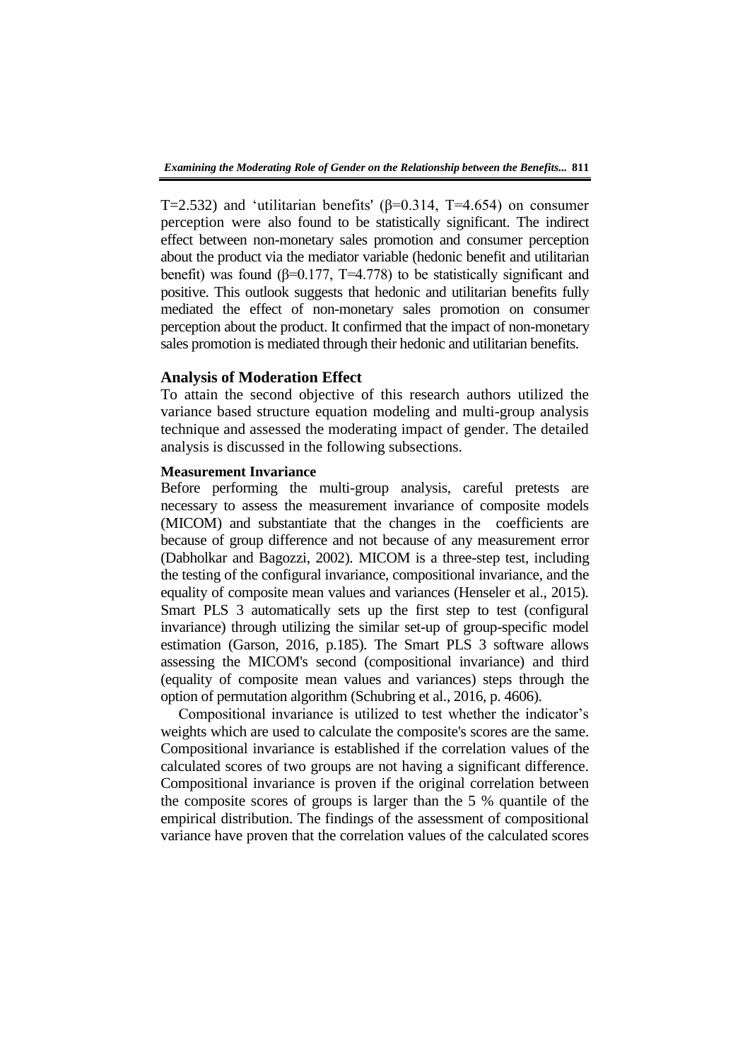T=2.532) and 'utilitarian benefits' (β=0.314, T=4.654) on consumer perception were also found to be statistically significant. The indirect effect between non-monetary sales promotion and consumer perception about the product via the mediator variable (hedonic benefit and utilitarian benefit) was found (β=0.177, T=4.778) to be statistically significant and positive. This outlook suggests that hedonic and utilitarian benefits fully mediated the effect of non-monetary sales promotion on consumer perception about the product. It confirmed that the impact of non-monetary sales promotion is mediated through their hedonic and utilitarian benefits.

## Analysis of Moderation Effect

To attain the second objective of this research authors utilized the variance based structure equation modeling and multi-group analysis technique and assessed the moderating impact of gender. The detailed analysis is discussed in the following subsections.

### Measurement Invariance

Before performing the multi-group analysis, careful pretests are necessary to assess the measurement invariance of composite models (MICOM) and substantiate that the changes in the coefficients are because of group difference and not because of any measurement error (Dabholkar and Bagozzi, 2002). MICOM is a three-step test, including the testing of the configural invariance, compositional invariance, and the equality of composite mean values and variances (Henseler et al., 2015). Smart PLS 3 automatically sets up the first step to test (configural invariance) through utilizing the similar set-up of group-specific model estimation (Garson, 2016, p.185). The Smart PLS 3 software allows assessing the MICOM's second (compositional invariance) and third (equality of composite mean values and variances) steps through the option of permutation algorithm (Schubring et al., 2016, p. 4606).

Compositional invariance is utilized to test whether the indicator's weights which are used to calculate the composite's scores are the same. Compositional invariance is established if the correlation values of the calculated scores of two groups are not having a significant difference. Compositional invariance is proven if the original correlation between the composite scores of groups is larger than the 5 % quantile of the empirical distribution. The findings of the assessment of compositional variance have proven that the correlation values of the calculated scores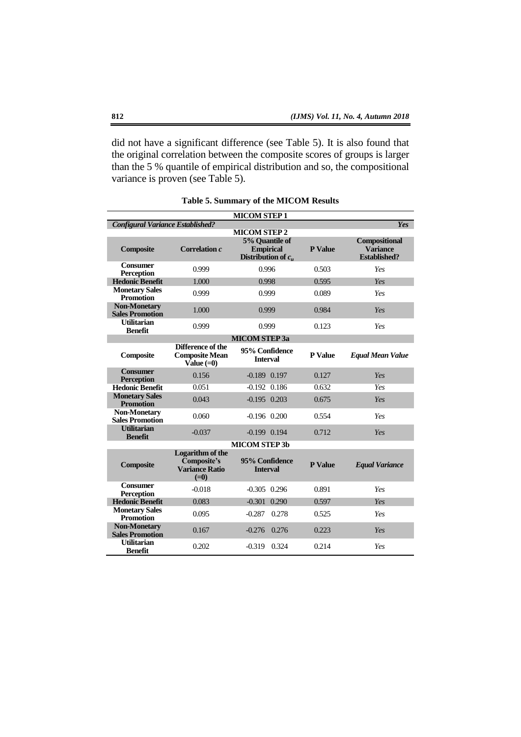did not have a significant difference (see Table 5). It is also found that the original correlation between the composite scores of groups is larger than the 5 % quantile of empirical distribution and so, the compositional variance is proven (see Table 5).

**Table 5. Summary of the MICOM Results**

| **MICOM STEP 1** | | | | |
|---|---|---|---|---|
| ***Configural Variance Established?*** | | | | ***Yes*** |
| **MICOM STEP 2** | | | | |
| **Composite** | **Correlation *c*** | **5% Quantile of Empirical Distribution of $c_u$** | **P Value** | **Compositional Variance Established?** |
| **Consumer Perception** | 0.999 | 0.996 | 0.503 | *Yes* |
| **Hedonic Benefit** | 1.000 | 0.998 | 0.595 | *Yes* |
| **Monetary Sales Promotion** | 0.999 | 0.999 | 0.089 | *Yes* |
| **Non-Monetary Sales Promotion** | 1.000 | 0.999 | 0.984 | *Yes* |
| **Utilitarian Benefit** | 0.999 | 0.999 | 0.123 | *Yes* |
| **MICOM STEP 3a** | | | | |
| **Composite** | **Difference of the Composite Mean Value (=0)** | **95% Confidence Interval** | **P Value** | ***Equal Mean Value*** |
| **Consumer Perception** | 0.156 | -0.189 0.197 | 0.127 | *Yes* |
| **Hedonic Benefit** | 0.051 | -0.192 0.186 | 0.632 | *Yes* |
| **Monetary Sales Promotion** | 0.043 | -0.195 0.203 | 0.675 | *Yes* |
| **Non-Monetary Sales Promotion** | 0.060 | -0.196 0.200 | 0.554 | *Yes* |
| **Utilitarian Benefit** | -0.037 | -0.199 0.194 | 0.712 | *Yes* |
| **MICOM STEP 3b** | | | | |
| **Composite** | **Logarithm of the Composite's Variance Ratio (=0)** | **95% Confidence Interval** | **P Value** | ***Equal Variance*** |
| **Consumer Perception** | -0.018 | -0.305 0.296 | 0.891 | *Yes* |
| **Hedonic Benefit** | 0.083 | -0.301 0.290 | 0.597 | *Yes* |
| **Monetary Sales Promotion** | 0.095 | -0.287 0.278 | 0.525 | *Yes* |
| **Non-Monetary Sales Promotion** | 0.167 | -0.276 0.276 | 0.223 | *Yes* |
| **Utilitarian Benefit** | 0.202 | -0.319 0.324 | 0.214 | *Yes* |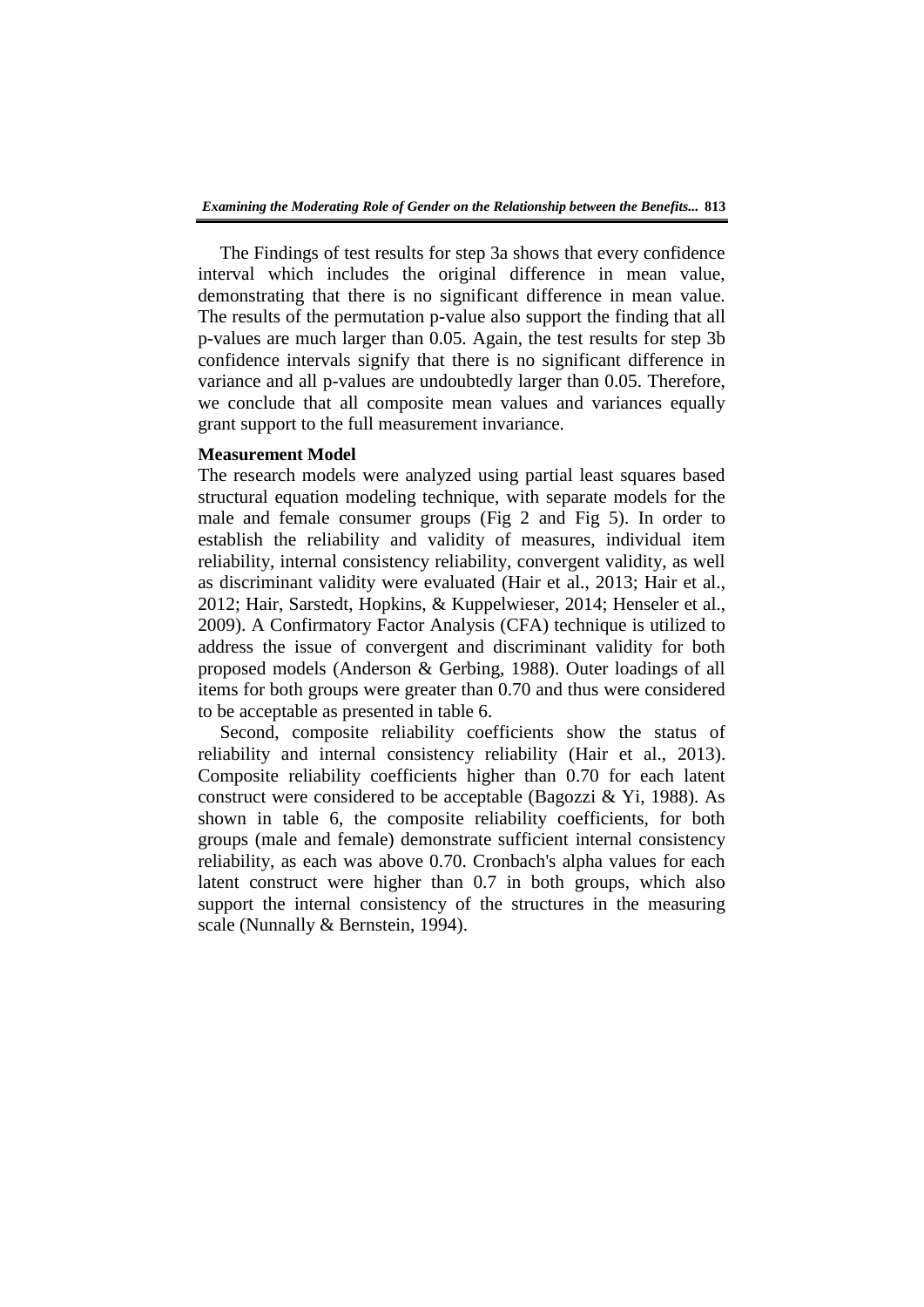The Findings of test results for step 3a shows that every confidence interval which includes the original difference in mean value, demonstrating that there is no significant difference in mean value. The results of the permutation p-value also support the finding that all p-values are much larger than 0.05. Again, the test results for step 3b confidence intervals signify that there is no significant difference in variance and all p-values are undoubtedly larger than 0.05. Therefore, we conclude that all composite mean values and variances equally grant support to the full measurement invariance.

**Measurement Model**

The research models were analyzed using partial least squares based structural equation modeling technique, with separate models for the male and female consumer groups (Fig 2 and Fig 5). In order to establish the reliability and validity of measures, individual item reliability, internal consistency reliability, convergent validity, as well as discriminant validity were evaluated (Hair et al., 2013; Hair et al., 2012; Hair, Sarstedt, Hopkins, & Kuppelwieser, 2014; Henseler et al., 2009). A Confirmatory Factor Analysis (CFA) technique is utilized to address the issue of convergent and discriminant validity for both proposed models (Anderson & Gerbing, 1988). Outer loadings of all items for both groups were greater than 0.70 and thus were considered to be acceptable as presented in table 6.

Second, composite reliability coefficients show the status of reliability and internal consistency reliability (Hair et al., 2013). Composite reliability coefficients higher than 0.70 for each latent construct were considered to be acceptable (Bagozzi & Yi, 1988). As shown in table 6, the composite reliability coefficients, for both groups (male and female) demonstrate sufficient internal consistency reliability, as each was above 0.70. Cronbach's alpha values for each latent construct were higher than 0.7 in both groups, which also support the internal consistency of the structures in the measuring scale (Nunnally & Bernstein, 1994).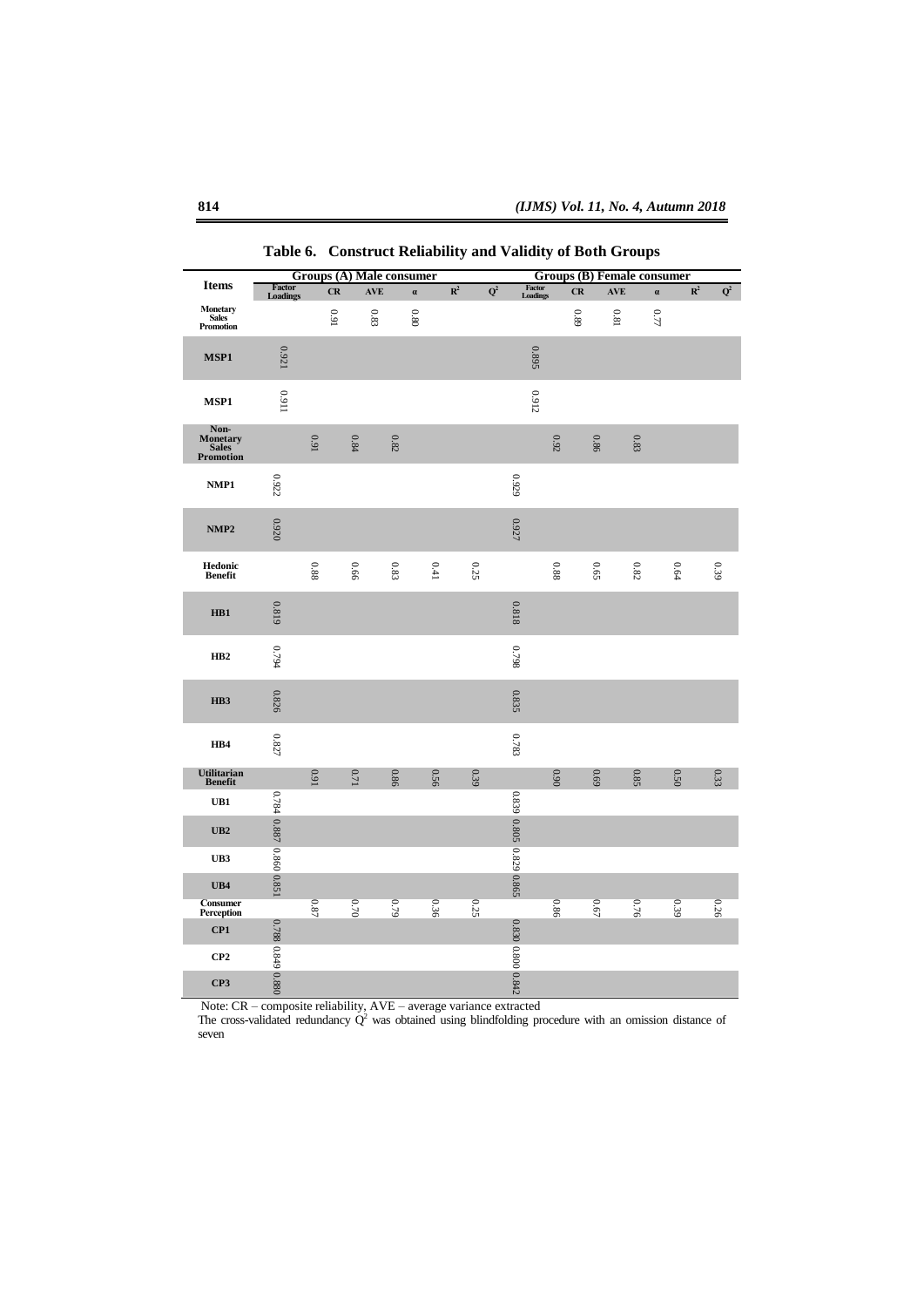**Table 6. Construct Reliability and Validity of Both Groups**

| Items | Groups (A) Male consumer | | | | | | Groups (B) Female consumer | | | | | |
|---|---|---|---|---|---|---|---|---|---|---|---|---|
| | Factor Loadings | CR | AVE | α | $R^2$ | $Q^2$ | Factor Loadings | CR | AVE | α | $R^2$ | $Q^2$ |
| Monetary Sales Promotion | | 0.91 | 0.83 | 0.80 | | | | 0.89 | 0.81 | 0.77 | | |
| MSP1 | 0.921 | | | | | | 0.895 | | | | | |
| MSP1 | 0.911 | | | | | | 0.912 | | | | | |
| Non-Monetary Sales Promotion | | 0.91 | 0.84 | 0.82 | | | | 0.92 | 0.86 | 0.83 | | |
| NMP1 | 0.922 | | | | | | 0.929 | | | | | |
| NMP2 | 0.920 | | | | | | 0.927 | | | | | |
| Hedonic Benefit | | 0.88 | 0.66 | 0.83 | 0.41 | 0.25 | | 0.88 | 0.65 | 0.82 | 0.64 | 0.39 |
| HB1 | 0.819 | | | | | | 0.818 | | | | | |
| HB2 | 0.794 | | | | | | 0.798 | | | | | |
| HB3 | 0.826 | | | | | | 0.835 | | | | | |
| HB4 | 0.827 | | | | | | 0.783 | | | | | |
| Utilitarian Benefit | | 0.91 | 0.71 | 0.86 | 0.56 | 0.39 | | 0.90 | 0.69 | 0.85 | 0.50 | 0.33 |
| UB1 | 0.784 | | | | | | 0.839 | | | | | |
| UB2 | 0.887 | | | | | | 0.805 | | | | | |
| UB3 | 0.860 | | | | | | 0.829 | | | | | |
| UB4 | 0.851 | | | | | | 0.865 | | | | | |
| Consumer Perception | | 0.87 | 0.70 | 0.79 | 0.36 | 0.25 | | 0.86 | 0.67 | 0.76 | 0.39 | 0.26 |
| CP1 | 0.788 | | | | | | 0.830 | | | | | |
| CP2 | 0.849 | | | | | | 0.800 | | | | | |
| CP3 | 0.880 | | | | | | 0.842 | | | | | |

Note: CR – composite reliability, AVE – average variance extracted

The cross-validated redundancy $Q^2$ was obtained using blindfolding procedure with an omission distance of seven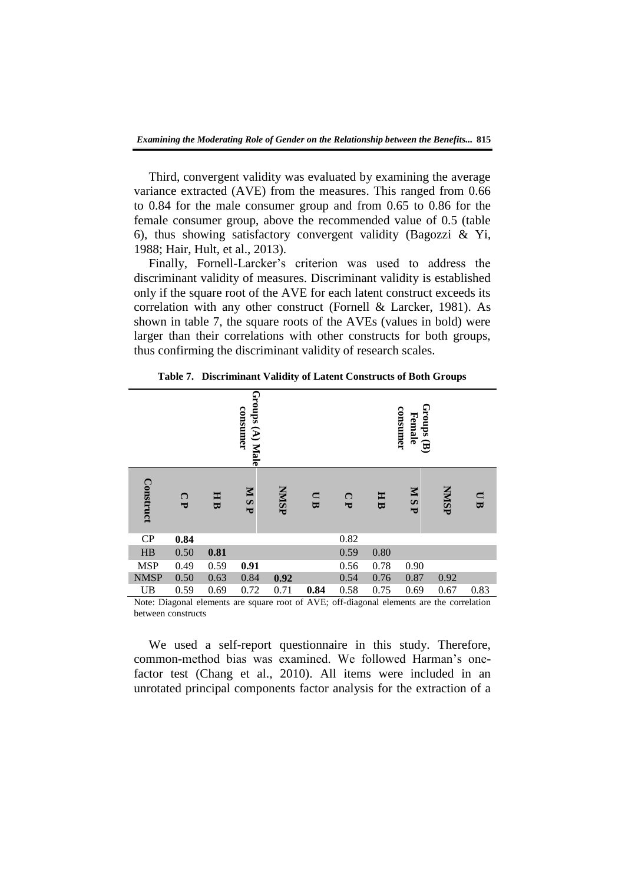Third, convergent validity was evaluated by examining the average variance extracted (AVE) from the measures. This ranged from 0.66 to 0.84 for the male consumer group and from 0.65 to 0.86 for the female consumer group, above the recommended value of 0.5 (table 6), thus showing satisfactory convergent validity (Bagozzi & Yi, 1988; Hair, Hult, et al., 2013).

Finally, Fornell-Larcker's criterion was used to address the discriminant validity of measures. Discriminant validity is established only if the square root of the AVE for each latent construct exceeds its correlation with any other construct (Fornell & Larcker, 1981). As shown in table 7, the square roots of the AVEs (values in bold) were larger than their correlations with other constructs for both groups, thus confirming the discriminant validity of research scales.

**Table 7. Discriminant Validity of Latent Constructs of Both Groups**

| | Groups (A) Male consumer | | | | | Groups (B) Female consumer | | | | |
|---|---|---|---|---|---|---|---|---|---|---|
| **Construct** | **C P** | **H B** | **M S P** | **NMSP** | **U B** | **C P** | **H B** | **M S P** | **NMSP** | **U B** |
| CP | **0.84** | | | | | 0.82 | | | | |
| HB | 0.50 | **0.81** | | | | 0.59 | 0.80 | | | |
| MSP | 0.49 | 0.59 | **0.91** | | | 0.56 | 0.78 | 0.90 | | |
| NMSP | 0.50 | 0.63 | 0.84 | **0.92** | | 0.54 | 0.76 | 0.87 | 0.92 | |
| UB | 0.59 | 0.69 | 0.72 | 0.71 | **0.84** | 0.58 | 0.75 | 0.69 | 0.67 | 0.83 |

Note: Diagonal elements are square root of AVE; off-diagonal elements are the correlation between constructs

We used a self-report questionnaire in this study. Therefore, common-method bias was examined. We followed Harman's one-factor test (Chang et al., 2010). All items were included in an unrotated principal components factor analysis for the extraction of a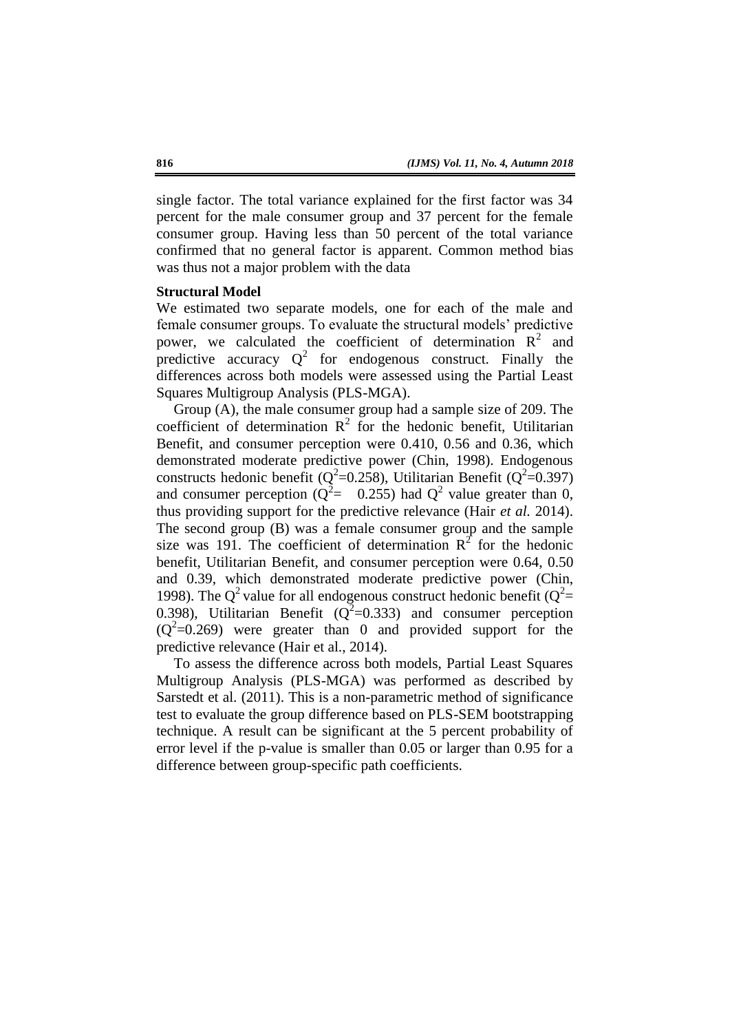single factor. The total variance explained for the first factor was 34 percent for the male consumer group and 37 percent for the female consumer group. Having less than 50 percent of the total variance confirmed that no general factor is apparent. Common method bias was thus not a major problem with the data

**Structural Model**

We estimated two separate models, one for each of the male and female consumer groups. To evaluate the structural models' predictive power, we calculated the coefficient of determination $R^2$ and predictive accuracy $Q^2$ for endogenous construct. Finally the differences across both models were assessed using the Partial Least Squares Multigroup Analysis (PLS-MGA).

Group (A), the male consumer group had a sample size of 209. The coefficient of determination $R^2$ for the hedonic benefit, Utilitarian Benefit, and consumer perception were 0.410, 0.56 and 0.36, which demonstrated moderate predictive power (Chin, 1998). Endogenous constructs hedonic benefit ($Q^2$=0.258), Utilitarian Benefit ($Q^2$=0.397) and consumer perception ($Q^2$= 0.255) had $Q^2$ value greater than 0, thus providing support for the predictive relevance (Hair *et al.* 2014). The second group (B) was a female consumer group and the sample size was 191. The coefficient of determination $R^2$ for the hedonic benefit, Utilitarian Benefit, and consumer perception were 0.64, 0.50 and 0.39, which demonstrated moderate predictive power (Chin, 1998). The $Q^2$ value for all endogenous construct hedonic benefit ($Q^2$= 0.398), Utilitarian Benefit ($Q^2$=0.333) and consumer perception ($Q^2$=0.269) were greater than 0 and provided support for the predictive relevance (Hair et al., 2014).

To assess the difference across both models, Partial Least Squares Multigroup Analysis (PLS-MGA) was performed as described by Sarstedt et al. (2011). This is a non-parametric method of significance test to evaluate the group difference based on PLS-SEM bootstrapping technique. A result can be significant at the 5 percent probability of error level if the p-value is smaller than 0.05 or larger than 0.95 for a difference between group-specific path coefficients.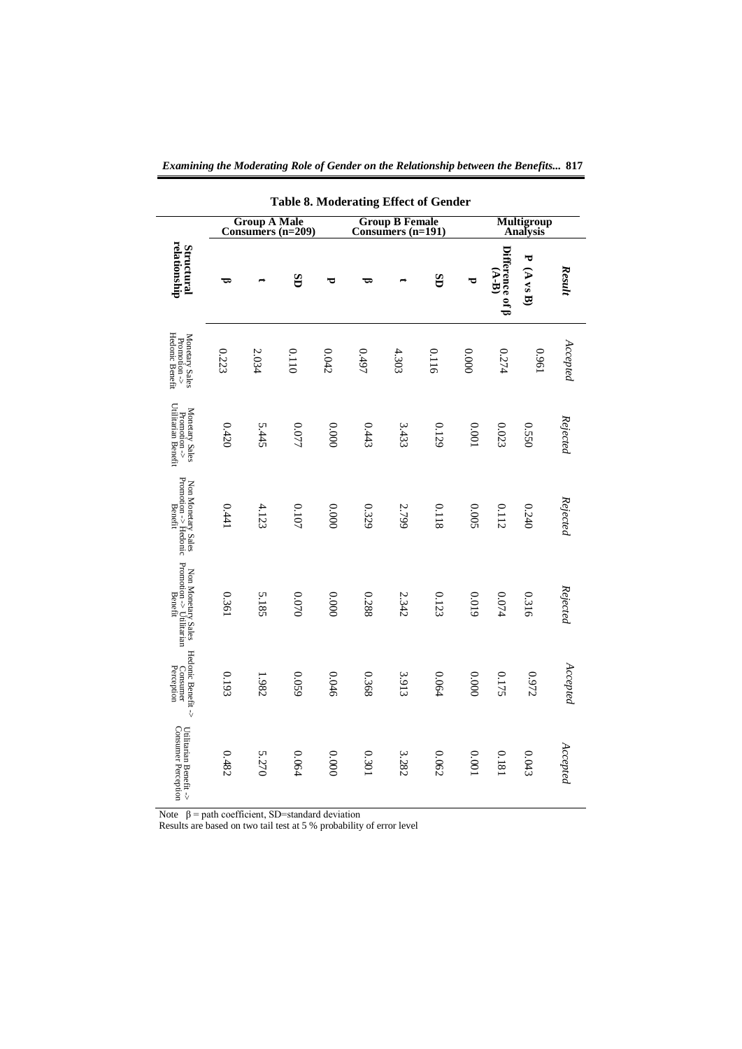**Table 8. Moderating Effect of Gender**

| Structural relationship | Group A Male Consumers (n=209) | | | | Group B Female Consumers (n=191) | | | | Multigroup Analysis | | Result |
|---|---|---|---|---|---|---|---|---|---|---|---|
| | β | t | SD | P | β | t | SD | P | Difference of β (A-B) | P (A vs B) | |
| Monetary Sales Promotion -> Hedonic Benefit | 0.223 | 2.034 | 0.110 | 0.042 | 0.497 | 4.303 | 0.116 | 0.000 | 0.274 | 0.961 | *Accepted* |
| Monetary Sales Promotion -> Utilitarian Benefit | 0.420 | 5.445 | 0.077 | 0.000 | 0.443 | 3.433 | 0.129 | 0.001 | 0.023 | 0.550 | *Rejected* |
| Non Monetary Sales Promotion -> Hedonic Benefit | 0.441 | 4.123 | 0.107 | 0.000 | 0.329 | 2.799 | 0.118 | 0.005 | 0.112 | 0.240 | *Rejected* |
| Non Monetary Sales Promotion -> Utilitarian Benefit | 0.361 | 5.185 | 0.070 | 0.000 | 0.288 | 2.342 | 0.123 | 0.019 | 0.074 | 0.316 | *Rejected* |
| Hedonic Benefit -> Consumer Perception | 0.193 | 1.982 | 0.059 | 0.046 | 0.368 | 3.913 | 0.064 | 0.000 | 0.175 | 0.972 | *Accepted* |
| Utilitarian Benefit -> Consumer Perception | 0.482 | 5.270 | 0.064 | 0.000 | 0.301 | 3.282 | 0.062 | 0.001 | 0.181 | 0.043 | *Accepted* |

Note β = path coefficient, SD=standard deviation
Results are based on two tail test at 5 % probability of error level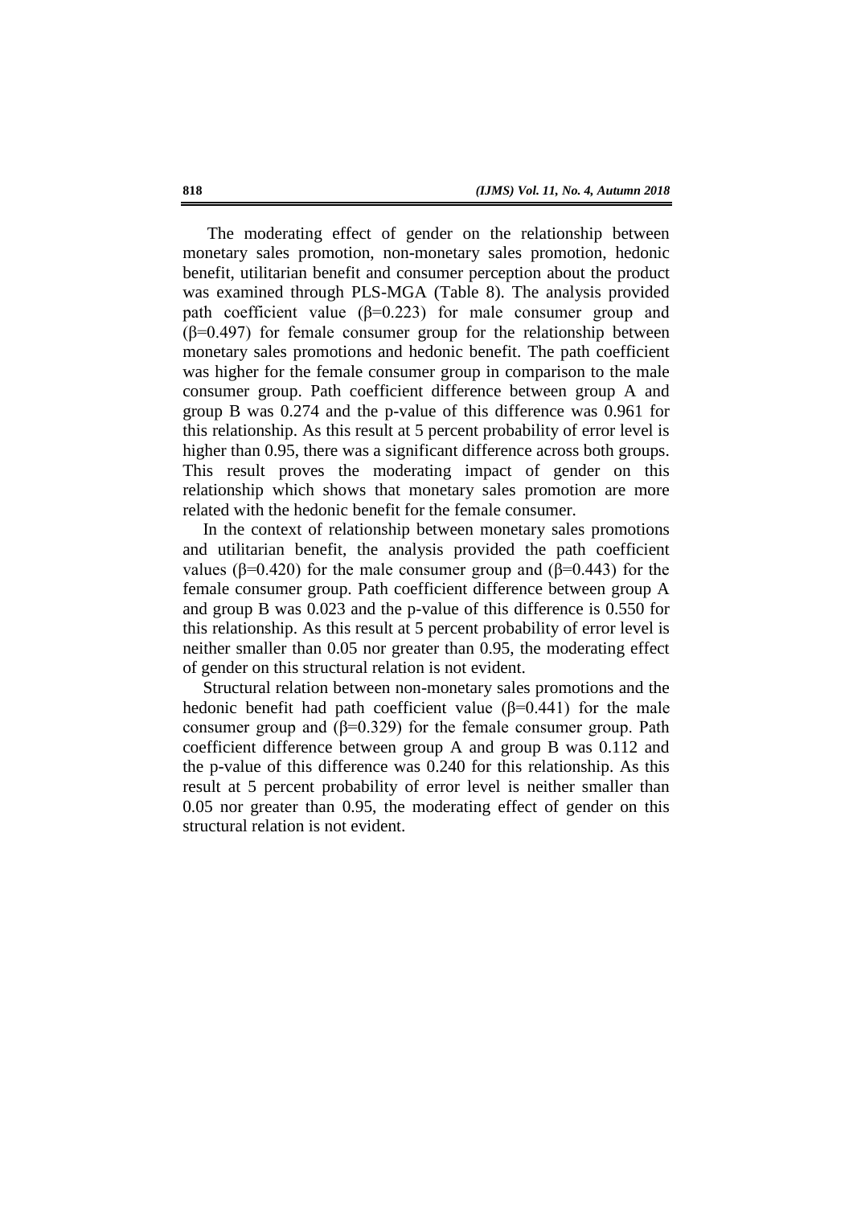The moderating effect of gender on the relationship between monetary sales promotion, non-monetary sales promotion, hedonic benefit, utilitarian benefit and consumer perception about the product was examined through PLS-MGA (Table 8). The analysis provided path coefficient value ($\beta$=0.223) for male consumer group and ($\beta$=0.497) for female consumer group for the relationship between monetary sales promotions and hedonic benefit. The path coefficient was higher for the female consumer group in comparison to the male consumer group. Path coefficient difference between group A and group B was 0.274 and the p-value of this difference was 0.961 for this relationship. As this result at 5 percent probability of error level is higher than 0.95, there was a significant difference across both groups. This result proves the moderating impact of gender on this relationship which shows that monetary sales promotion are more related with the hedonic benefit for the female consumer.

In the context of relationship between monetary sales promotions and utilitarian benefit, the analysis provided the path coefficient values ($\beta$=0.420) for the male consumer group and ($\beta$=0.443) for the female consumer group. Path coefficient difference between group A and group B was 0.023 and the p-value of this difference is 0.550 for this relationship. As this result at 5 percent probability of error level is neither smaller than 0.05 nor greater than 0.95, the moderating effect of gender on this structural relation is not evident.

Structural relation between non-monetary sales promotions and the hedonic benefit had path coefficient value ($\beta$=0.441) for the male consumer group and ($\beta$=0.329) for the female consumer group. Path coefficient difference between group A and group B was 0.112 and the p-value of this difference was 0.240 for this relationship. As this result at 5 percent probability of error level is neither smaller than 0.05 nor greater than 0.95, the moderating effect of gender on this structural relation is not evident.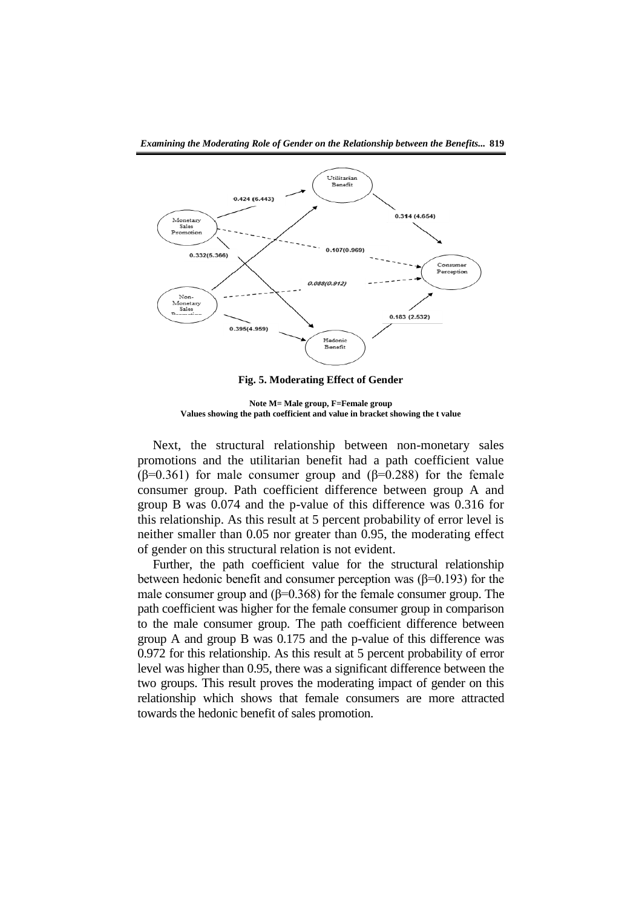**Fig. 5. Moderating Effect of Gender**

**Note M= Male group, F=Female group**
**Values showing the path coefficient and value in bracket showing the t value**

Next, the structural relationship between non-monetary sales promotions and the utilitarian benefit had a path coefficient value (β=0.361) for male consumer group and (β=0.288) for the female consumer group. Path coefficient difference between group A and group B was 0.074 and the p-value of this difference was 0.316 for this relationship. As this result at 5 percent probability of error level is neither smaller than 0.05 nor greater than 0.95, the moderating effect of gender on this structural relation is not evident.

Further, the path coefficient value for the structural relationship between hedonic benefit and consumer perception was (β=0.193) for the male consumer group and (β=0.368) for the female consumer group. The path coefficient was higher for the female consumer group in comparison to the male consumer group. The path coefficient difference between group A and group B was 0.175 and the p-value of this difference was 0.972 for this relationship. As this result at 5 percent probability of error level was higher than 0.95, there was a significant difference between the two groups. This result proves the moderating impact of gender on this relationship which shows that female consumers are more attracted towards the hedonic benefit of sales promotion.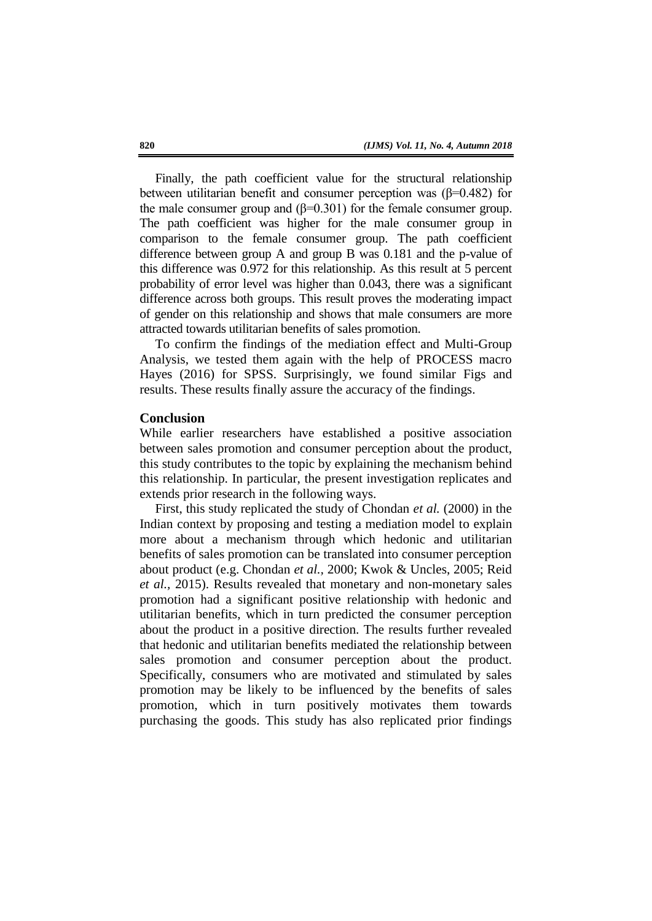Finally, the path coefficient value for the structural relationship between utilitarian benefit and consumer perception was ($\beta$=0.482) for the male consumer group and ($\beta$=0.301) for the female consumer group. The path coefficient was higher for the male consumer group in comparison to the female consumer group. The path coefficient difference between group A and group B was 0.181 and the p-value of this difference was 0.972 for this relationship. As this result at 5 percent probability of error level was higher than 0.043, there was a significant difference across both groups. This result proves the moderating impact of gender on this relationship and shows that male consumers are more attracted towards utilitarian benefits of sales promotion.

To confirm the findings of the mediation effect and Multi-Group Analysis, we tested them again with the help of PROCESS macro Hayes (2016) for SPSS. Surprisingly, we found similar Figs and results. These results finally assure the accuracy of the findings.

## Conclusion

While earlier researchers have established a positive association between sales promotion and consumer perception about the product, this study contributes to the topic by explaining the mechanism behind this relationship. In particular, the present investigation replicates and extends prior research in the following ways.

First, this study replicated the study of Chondan *et al.* (2000) in the Indian context by proposing and testing a mediation model to explain more about a mechanism through which hedonic and utilitarian benefits of sales promotion can be translated into consumer perception about product (e.g. Chondan *et al.,* 2000; Kwok & Uncles, 2005; Reid *et al.,* 2015). Results revealed that monetary and non-monetary sales promotion had a significant positive relationship with hedonic and utilitarian benefits, which in turn predicted the consumer perception about the product in a positive direction. The results further revealed that hedonic and utilitarian benefits mediated the relationship between sales promotion and consumer perception about the product. Specifically, consumers who are motivated and stimulated by sales promotion may be likely to be influenced by the benefits of sales promotion, which in turn positively motivates them towards purchasing the goods. This study has also replicated prior findings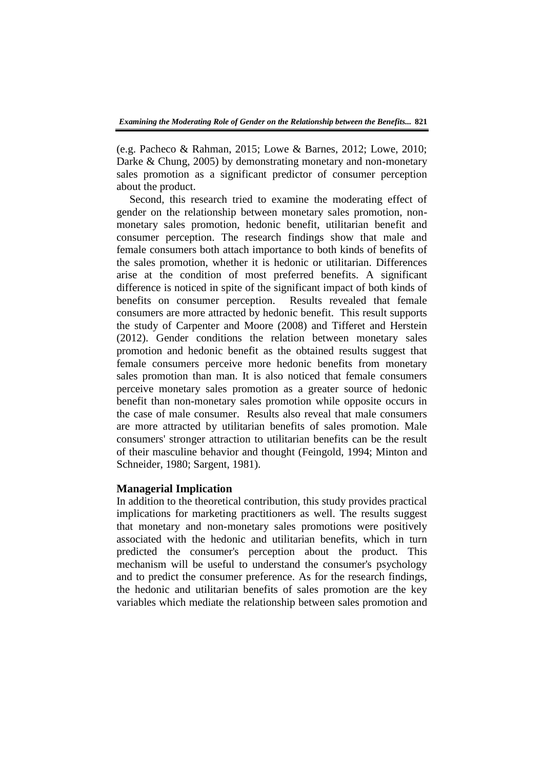(e.g. Pacheco & Rahman, 2015; Lowe & Barnes, 2012; Lowe, 2010; Darke & Chung, 2005) by demonstrating monetary and non-monetary sales promotion as a significant predictor of consumer perception about the product.

Second, this research tried to examine the moderating effect of gender on the relationship between monetary sales promotion, non-monetary sales promotion, hedonic benefit, utilitarian benefit and consumer perception. The research findings show that male and female consumers both attach importance to both kinds of benefits of the sales promotion, whether it is hedonic or utilitarian. Differences arise at the condition of most preferred benefits. A significant difference is noticed in spite of the significant impact of both kinds of benefits on consumer perception. Results revealed that female consumers are more attracted by hedonic benefit. This result supports the study of Carpenter and Moore (2008) and Tifferet and Herstein (2012). Gender conditions the relation between monetary sales promotion and hedonic benefit as the obtained results suggest that female consumers perceive more hedonic benefits from monetary sales promotion than man. It is also noticed that female consumers perceive monetary sales promotion as a greater source of hedonic benefit than non-monetary sales promotion while opposite occurs in the case of male consumer. Results also reveal that male consumers are more attracted by utilitarian benefits of sales promotion. Male consumers' stronger attraction to utilitarian benefits can be the result of their masculine behavior and thought (Feingold, 1994; Minton and Schneider, 1980; Sargent, 1981).

## Managerial Implication

In addition to the theoretical contribution, this study provides practical implications for marketing practitioners as well. The results suggest that monetary and non-monetary sales promotions were positively associated with the hedonic and utilitarian benefits, which in turn predicted the consumer's perception about the product. This mechanism will be useful to understand the consumer's psychology and to predict the consumer preference. As for the research findings, the hedonic and utilitarian benefits of sales promotion are the key variables which mediate the relationship between sales promotion and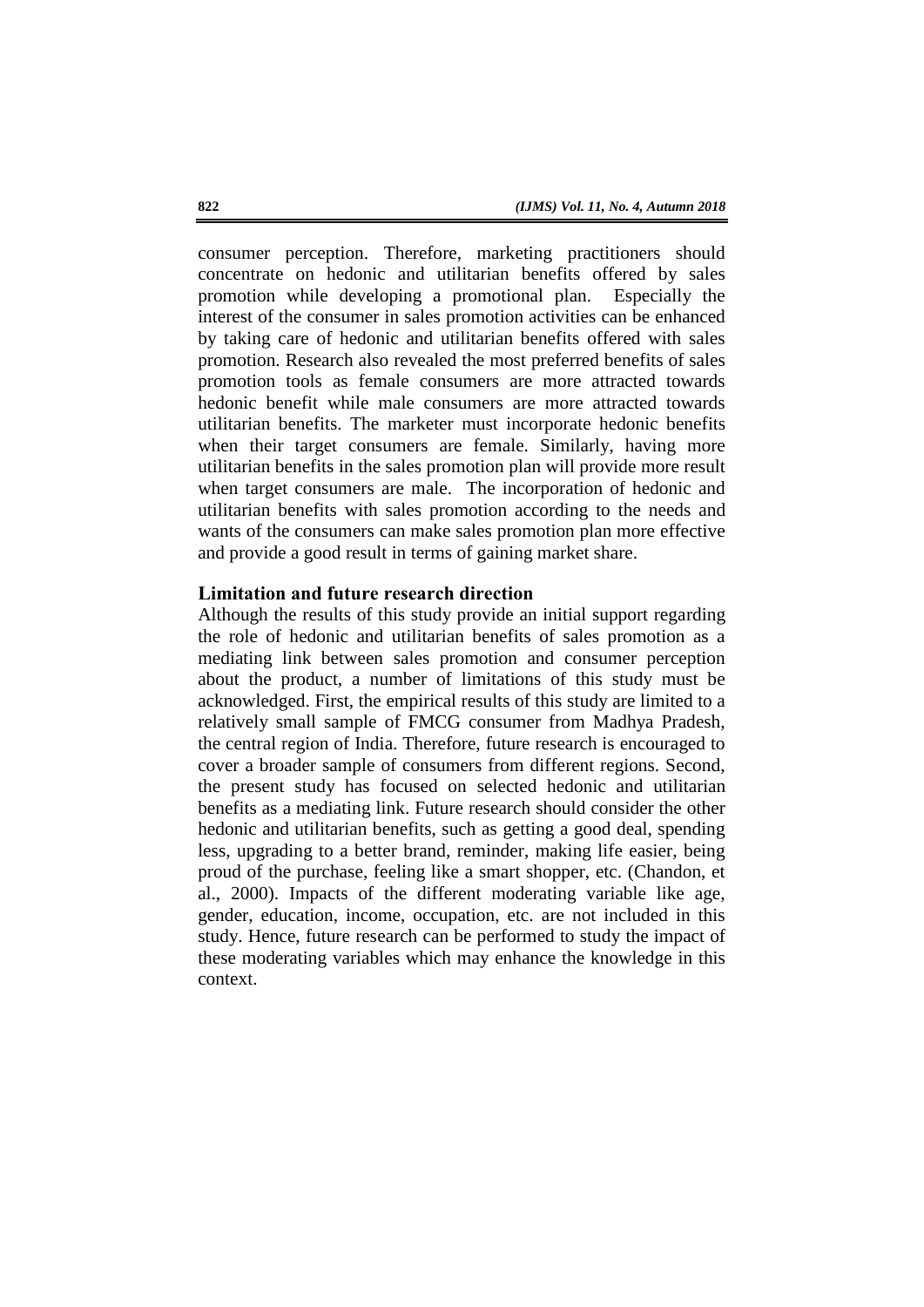consumer perception. Therefore, marketing practitioners should concentrate on hedonic and utilitarian benefits offered by sales promotion while developing a promotional plan. Especially the interest of the consumer in sales promotion activities can be enhanced by taking care of hedonic and utilitarian benefits offered with sales promotion. Research also revealed the most preferred benefits of sales promotion tools as female consumers are more attracted towards hedonic benefit while male consumers are more attracted towards utilitarian benefits. The marketer must incorporate hedonic benefits when their target consumers are female. Similarly, having more utilitarian benefits in the sales promotion plan will provide more result when target consumers are male. The incorporation of hedonic and utilitarian benefits with sales promotion according to the needs and wants of the consumers can make sales promotion plan more effective and provide a good result in terms of gaining market share.

## Limitation and future research direction

Although the results of this study provide an initial support regarding the role of hedonic and utilitarian benefits of sales promotion as a mediating link between sales promotion and consumer perception about the product, a number of limitations of this study must be acknowledged. First, the empirical results of this study are limited to a relatively small sample of FMCG consumer from Madhya Pradesh, the central region of India. Therefore, future research is encouraged to cover a broader sample of consumers from different regions. Second, the present study has focused on selected hedonic and utilitarian benefits as a mediating link. Future research should consider the other hedonic and utilitarian benefits, such as getting a good deal, spending less, upgrading to a better brand, reminder, making life easier, being proud of the purchase, feeling like a smart shopper, etc. (Chandon, et al., 2000). Impacts of the different moderating variable like age, gender, education, income, occupation, etc. are not included in this study. Hence, future research can be performed to study the impact of these moderating variables which may enhance the knowledge in this context.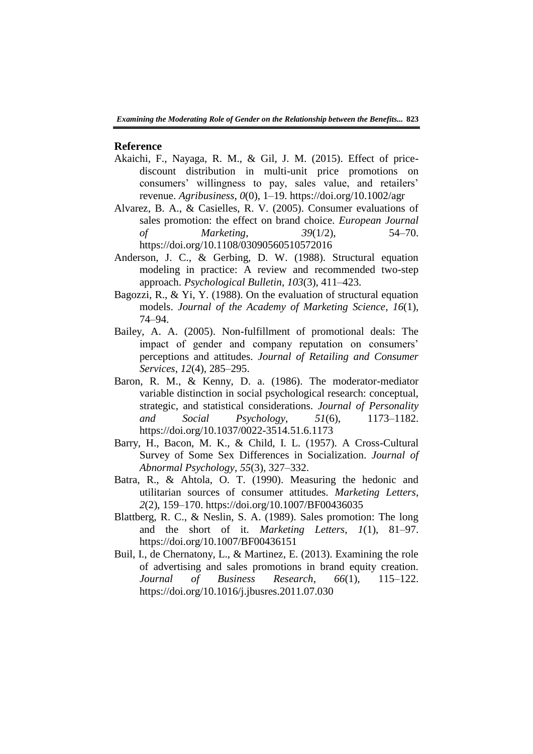## Reference

Akaichi, F., Nayaga, R. M., & Gil, J. M. (2015). Effect of price-discount distribution in multi-unit price promotions on consumers' willingness to pay, sales value, and retailers' revenue. *Agribusiness*, *0*(0), 1–19. https://doi.org/10.1002/agr

Alvarez, B. A., & Casielles, R. V. (2005). Consumer evaluations of sales promotion: the effect on brand choice. *European Journal of Marketing*, *39*(1/2), 54–70. https://doi.org/10.1108/03090560510572016

Anderson, J. C., & Gerbing, D. W. (1988). Structural equation modeling in practice: A review and recommended two-step approach. *Psychological Bulletin*, *103*(3), 411–423.

Bagozzi, R., & Yi, Y. (1988). On the evaluation of structural equation models. *Journal of the Academy of Marketing Science*, *16*(1), 74–94.

Bailey, A. A. (2005). Non-fulfillment of promotional deals: The impact of gender and company reputation on consumers' perceptions and attitudes. *Journal of Retailing and Consumer Services*, *12*(4), 285–295.

Baron, R. M., & Kenny, D. a. (1986). The moderator-mediator variable distinction in social psychological research: conceptual, strategic, and statistical considerations. *Journal of Personality and Social Psychology*, *51*(6), 1173–1182. https://doi.org/10.1037/0022-3514.51.6.1173

Barry, H., Bacon, M. K., & Child, I. L. (1957). A Cross-Cultural Survey of Some Sex Differences in Socialization. *Journal of Abnormal Psychology*, *55*(3), 327–332.

Batra, R., & Ahtola, O. T. (1990). Measuring the hedonic and utilitarian sources of consumer attitudes. *Marketing Letters*, *2*(2), 159–170. https://doi.org/10.1007/BF00436035

Blattberg, R. C., & Neslin, S. A. (1989). Sales promotion: The long and the short of it. *Marketing Letters*, *1*(1), 81–97. https://doi.org/10.1007/BF00436151

Buil, I., de Chernatony, L., & Martinez, E. (2013). Examining the role of advertising and sales promotions in brand equity creation. *Journal of Business Research*, *66*(1), 115–122. https://doi.org/10.1016/j.jbusres.2011.07.030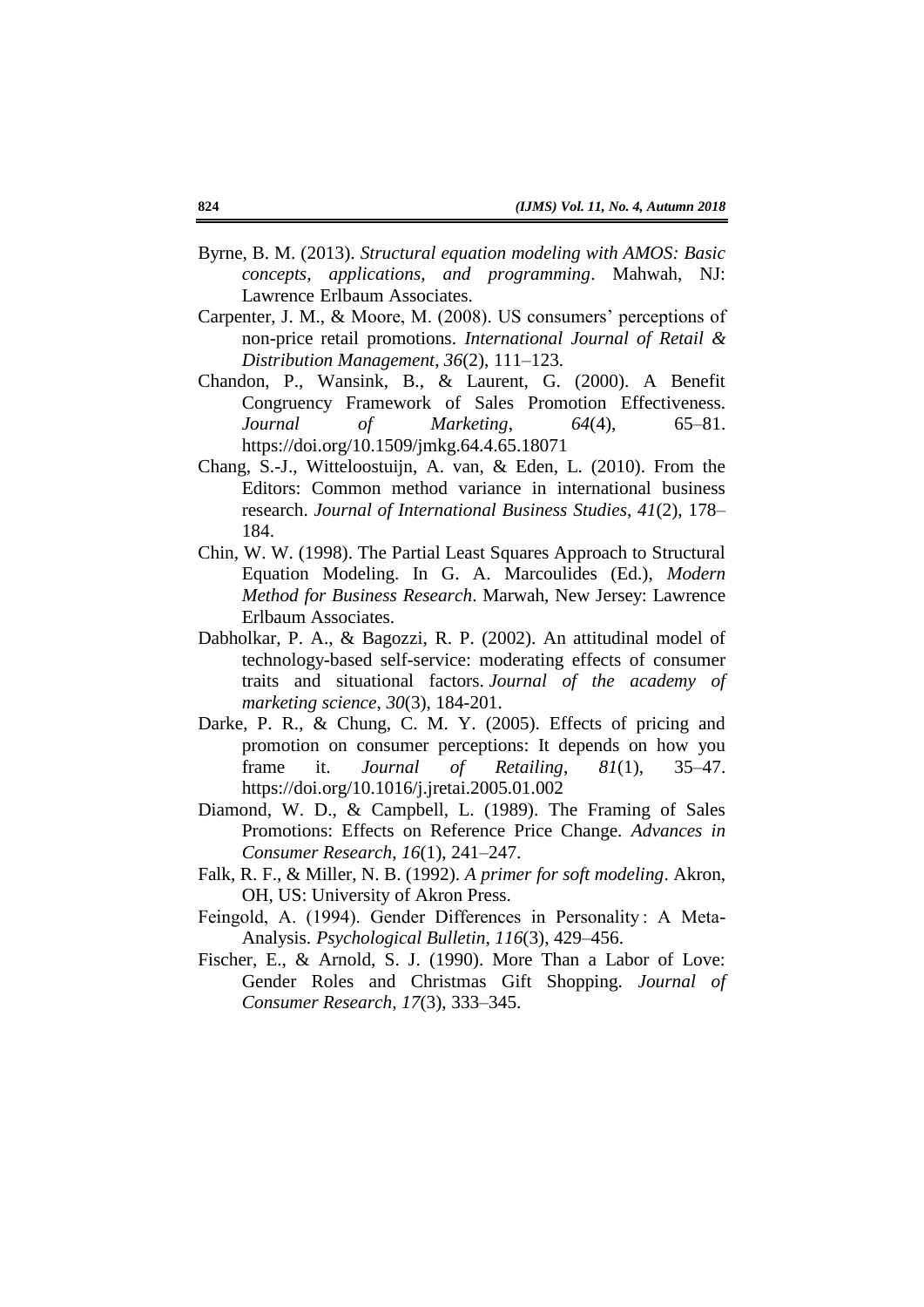Byrne, B. M. (2013). *Structural equation modeling with AMOS: Basic concepts, applications, and programming*. Mahwah, NJ: Lawrence Erlbaum Associates.

Carpenter, J. M., & Moore, M. (2008). US consumers' perceptions of non-price retail promotions. *International Journal of Retail & Distribution Management*, *36*(2), 111–123.

Chandon, P., Wansink, B., & Laurent, G. (2000). A Benefit Congruency Framework of Sales Promotion Effectiveness. *Journal of Marketing*, *64*(4), 65–81. https://doi.org/10.1509/jmkg.64.4.65.18071

Chang, S.-J., Witteloostuijn, A. van, & Eden, L. (2010). From the Editors: Common method variance in international business research. *Journal of International Business Studies*, *41*(2), 178–184.

Chin, W. W. (1998). The Partial Least Squares Approach to Structural Equation Modeling. In G. A. Marcoulides (Ed.), *Modern Method for Business Research*. Marwah, New Jersey: Lawrence Erlbaum Associates.

Dabholkar, P. A., & Bagozzi, R. P. (2002). An attitudinal model of technology-based self-service: moderating effects of consumer traits and situational factors. *Journal of the academy of marketing science*, *30*(3), 184-201.

Darke, P. R., & Chung, C. M. Y. (2005). Effects of pricing and promotion on consumer perceptions: It depends on how you frame it. *Journal of Retailing*, *81*(1), 35–47. https://doi.org/10.1016/j.jretai.2005.01.002

Diamond, W. D., & Campbell, L. (1989). The Framing of Sales Promotions: Effects on Reference Price Change. *Advances in Consumer Research*, *16*(1), 241–247.

Falk, R. F., & Miller, N. B. (1992). *A primer for soft modeling*. Akron, OH, US: University of Akron Press.

Feingold, A. (1994). Gender Differences in Personality : A Meta-Analysis. *Psychological Bulletin*, *116*(3), 429–456.

Fischer, E., & Arnold, S. J. (1990). More Than a Labor of Love: Gender Roles and Christmas Gift Shopping. *Journal of Consumer Research*, *17*(3), 333–345.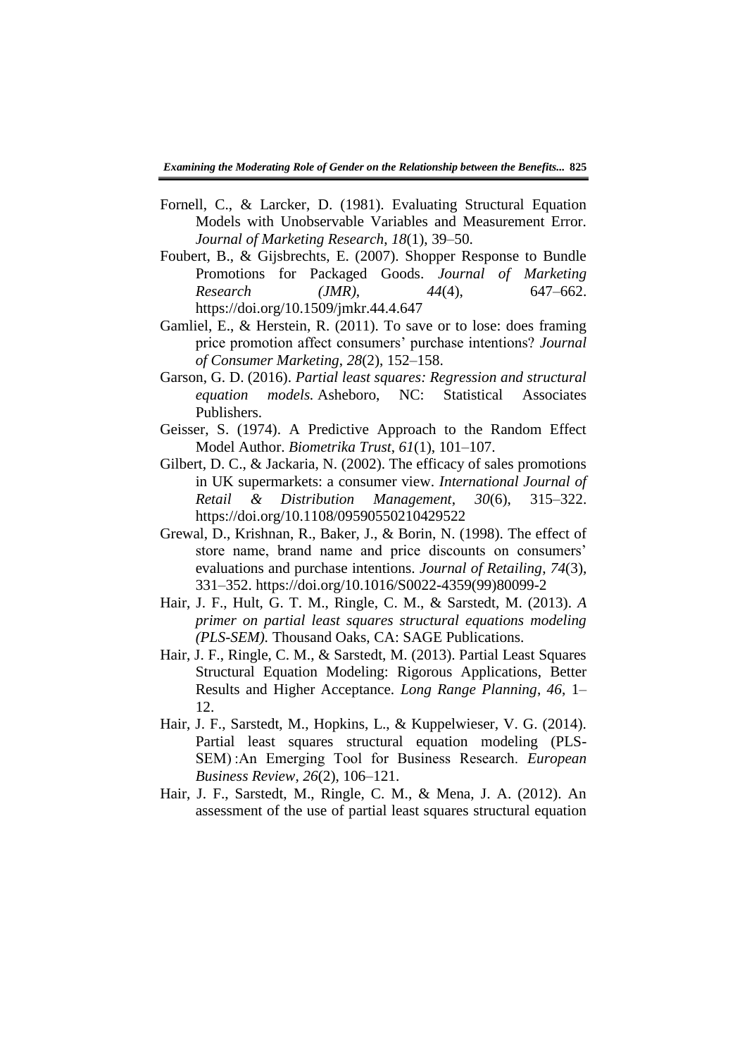Fornell, C., & Larcker, D. (1981). Evaluating Structural Equation Models with Unobservable Variables and Measurement Error. *Journal of Marketing Research*, *18*(1), 39–50.

Foubert, B., & Gijsbrechts, E. (2007). Shopper Response to Bundle Promotions for Packaged Goods. *Journal of Marketing Research (JMR)*, *44*(4), 647–662. https://doi.org/10.1509/jmkr.44.4.647

Gamliel, E., & Herstein, R. (2011). To save or to lose: does framing price promotion affect consumers' purchase intentions? *Journal of Consumer Marketing*, *28*(2), 152–158.

Garson, G. D. (2016). *Partial least squares: Regression and structural equation models.* Asheboro, NC: Statistical Associates Publishers.

Geisser, S. (1974). A Predictive Approach to the Random Effect Model Author. *Biometrika Trust*, *61*(1), 101–107.

Gilbert, D. C., & Jackaria, N. (2002). The efficacy of sales promotions in UK supermarkets: a consumer view. *International Journal of Retail & Distribution Management*, *30*(6), 315–322. https://doi.org/10.1108/09590550210429522

Grewal, D., Krishnan, R., Baker, J., & Borin, N. (1998). The effect of store name, brand name and price discounts on consumers' evaluations and purchase intentions. *Journal of Retailing*, *74*(3), 331–352. https://doi.org/10.1016/S0022-4359(99)80099-2

Hair, J. F., Hult, G. T. M., Ringle, C. M., & Sarstedt, M. (2013). *A primer on partial least squares structural equations modeling (PLS-SEM).* Thousand Oaks, CA: SAGE Publications.

Hair, J. F., Ringle, C. M., & Sarstedt, M. (2013). Partial Least Squares Structural Equation Modeling: Rigorous Applications, Better Results and Higher Acceptance. *Long Range Planning*, *46*, 1–12.

Hair, J. F., Sarstedt, M., Hopkins, L., & Kuppelwieser, V. G. (2014). Partial least squares structural equation modeling (PLS-SEM) :An Emerging Tool for Business Research. *European Business Review*, *26*(2), 106–121.

Hair, J. F., Sarstedt, M., Ringle, C. M., & Mena, J. A. (2012). An assessment of the use of partial least squares structural equation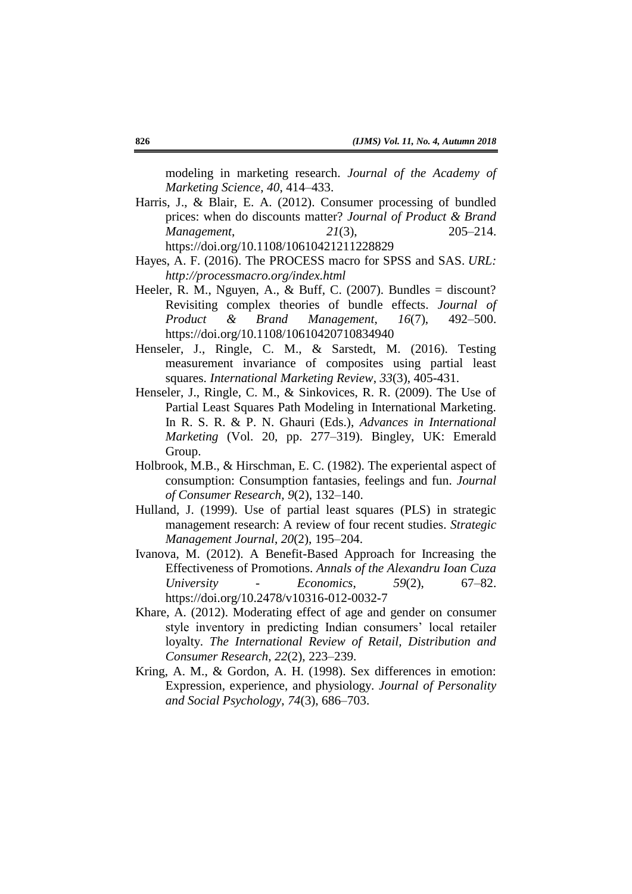modeling in marketing research. *Journal of the Academy of Marketing Science*, *40*, 414–433.

Harris, J., & Blair, E. A. (2012). Consumer processing of bundled prices: when do discounts matter? *Journal of Product & Brand Management*, *21*(3), 205–214. https://doi.org/10.1108/10610421211228829

Hayes, A. F. (2016). The PROCESS macro for SPSS and SAS. *URL: http://processmacro.org/index.html*

Heeler, R. M., Nguyen, A., & Buff, C. (2007). Bundles = discount? Revisiting complex theories of bundle effects. *Journal of Product & Brand Management*, *16*(7), 492–500. https://doi.org/10.1108/10610420710834940

Henseler, J., Ringle, C. M., & Sarstedt, M. (2016). Testing measurement invariance of composites using partial least squares. *International Marketing Review*, *33*(3), 405-431.

Henseler, J., Ringle, C. M., & Sinkovices, R. R. (2009). The Use of Partial Least Squares Path Modeling in International Marketing. In R. S. R. & P. N. Ghauri (Eds.), *Advances in International Marketing* (Vol. 20, pp. 277–319). Bingley, UK: Emerald Group.

Holbrook, M.B., & Hirschman, E. C. (1982). The experiental aspect of consumption: Consumption fantasies, feelings and fun. *Journal of Consumer Research, 9*(2), 132–140.

Hulland, J. (1999). Use of partial least squares (PLS) in strategic management research: A review of four recent studies. *Strategic Management Journal*, *20*(2), 195–204.

Ivanova, M. (2012). A Benefit-Based Approach for Increasing the Effectiveness of Promotions. *Annals of the Alexandru Ioan Cuza University - Economics*, *59*(2), 67–82. https://doi.org/10.2478/v10316-012-0032-7

Khare, A. (2012). Moderating effect of age and gender on consumer style inventory in predicting Indian consumers' local retailer loyalty. *The International Review of Retail, Distribution and Consumer Research*, *22*(2), 223–239.

Kring, A. M., & Gordon, A. H. (1998). Sex differences in emotion: Expression, experience, and physiology. *Journal of Personality and Social Psychology*, *74*(3), 686–703.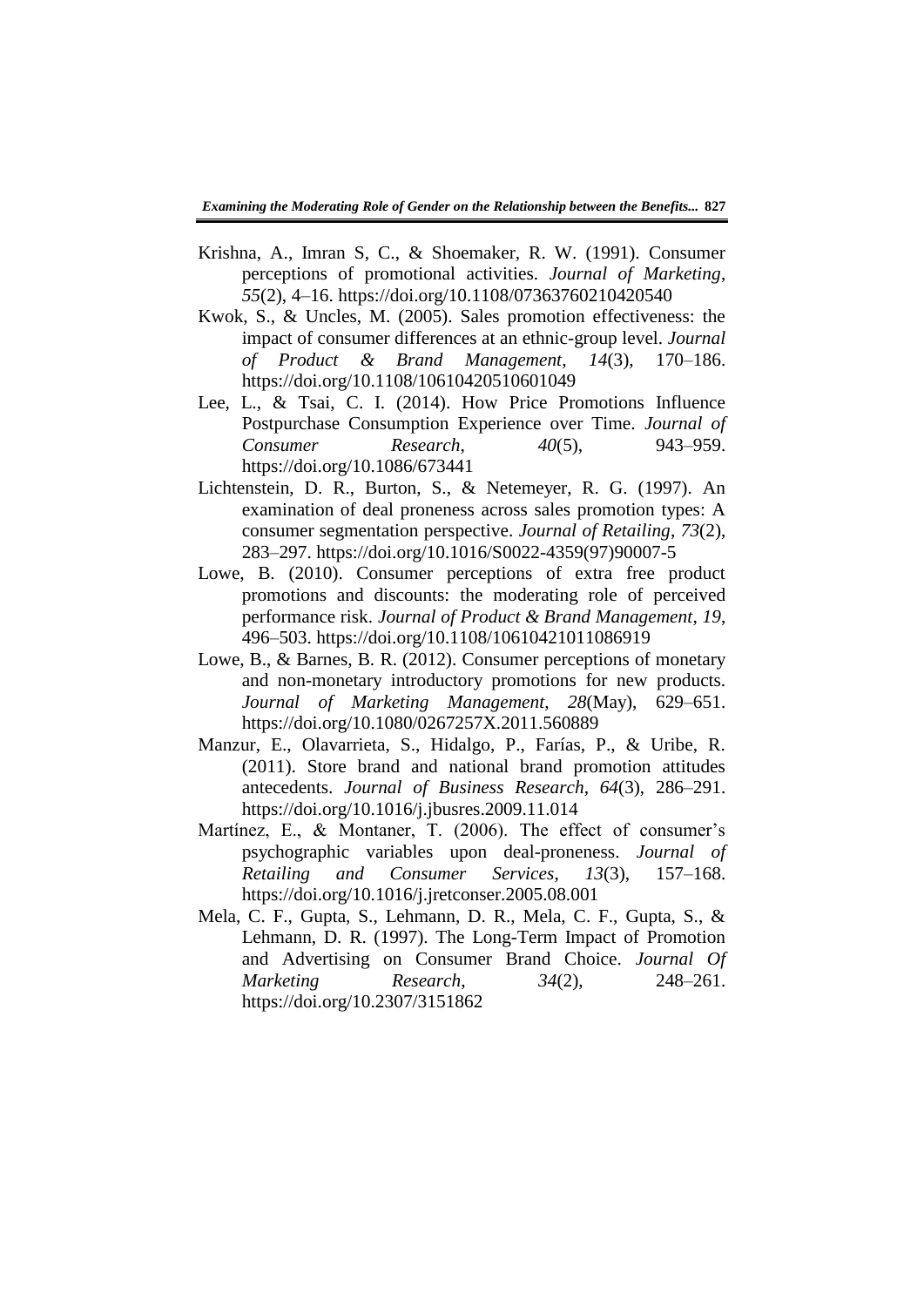Krishna, A., Imran S, C., & Shoemaker, R. W. (1991). Consumer perceptions of promotional activities. *Journal of Marketing*, *55*(2), 4–16. https://doi.org/10.1108/07363760210420540

Kwok, S., & Uncles, M. (2005). Sales promotion effectiveness: the impact of consumer differences at an ethnic-group level. *Journal of Product & Brand Management*, *14*(3), 170–186. https://doi.org/10.1108/10610420510601049

Lee, L., & Tsai, C. I. (2014). How Price Promotions Influence Postpurchase Consumption Experience over Time. *Journal of Consumer Research*, *40*(5), 943–959. https://doi.org/10.1086/673441

Lichtenstein, D. R., Burton, S., & Netemeyer, R. G. (1997). An examination of deal proneness across sales promotion types: A consumer segmentation perspective. *Journal of Retailing*, *73*(2), 283–297. https://doi.org/10.1016/S0022-4359(97)90007-5

Lowe, B. (2010). Consumer perceptions of extra free product promotions and discounts: the moderating role of perceived performance risk. *Journal of Product & Brand Management*, *19*, 496–503. https://doi.org/10.1108/10610421011086919

Lowe, B., & Barnes, B. R. (2012). Consumer perceptions of monetary and non-monetary introductory promotions for new products. *Journal of Marketing Management*, *28*(May), 629–651. https://doi.org/10.1080/0267257X.2011.560889

Manzur, E., Olavarrieta, S., Hidalgo, P., Farías, P., & Uribe, R. (2011). Store brand and national brand promotion attitudes antecedents. *Journal of Business Research*, *64*(3), 286–291. https://doi.org/10.1016/j.jbusres.2009.11.014

Martínez, E., & Montaner, T. (2006). The effect of consumer's psychographic variables upon deal-proneness. *Journal of Retailing and Consumer Services*, *13*(3), 157–168. https://doi.org/10.1016/j.jretconser.2005.08.001

Mela, C. F., Gupta, S., Lehmann, D. R., Mela, C. F., Gupta, S., & Lehmann, D. R. (1997). The Long-Term Impact of Promotion and Advertising on Consumer Brand Choice. *Journal Of Marketing Research*, *34*(2), 248–261. https://doi.org/10.2307/3151862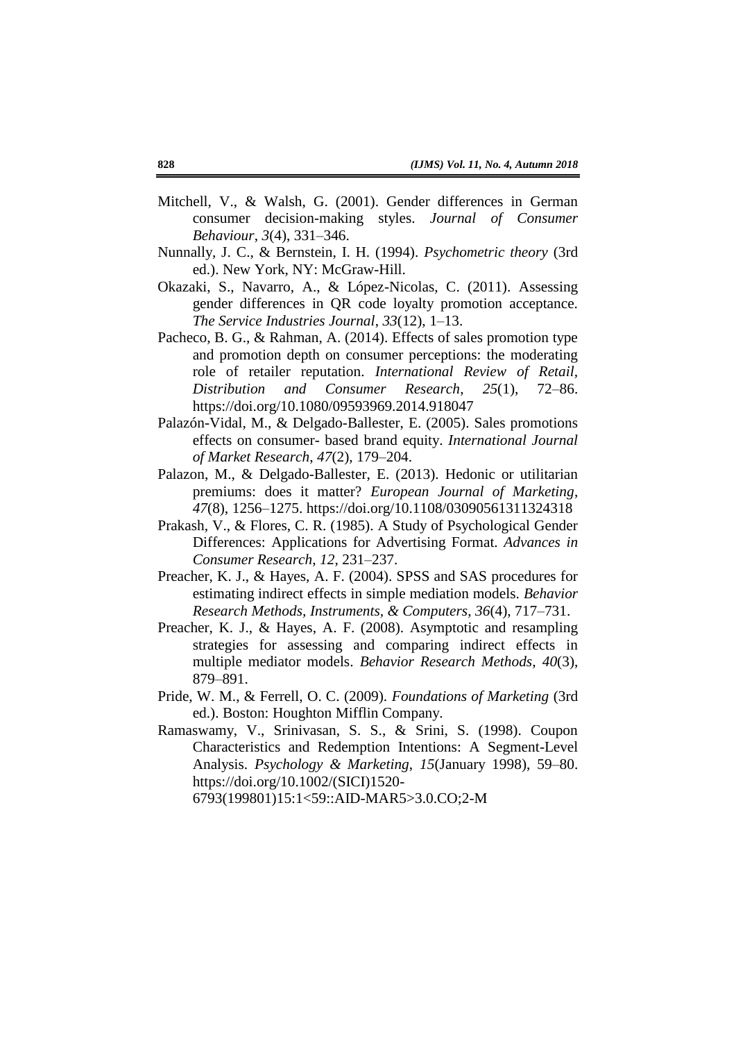Mitchell, V., & Walsh, G. (2001). Gender differences in German consumer decision-making styles. *Journal of Consumer Behaviour*, *3*(4), 331–346.

Nunnally, J. C., & Bernstein, I. H. (1994). *Psychometric theory* (3rd ed.). New York, NY: McGraw-Hill.

Okazaki, S., Navarro, A., & López-Nicolas, C. (2011). Assessing gender differences in QR code loyalty promotion acceptance. *The Service Industries Journal*, *33*(12), 1–13.

Pacheco, B. G., & Rahman, A. (2014). Effects of sales promotion type and promotion depth on consumer perceptions: the moderating role of retailer reputation. *International Review of Retail, Distribution and Consumer Research*, *25*(1), 72–86. https://doi.org/10.1080/09593969.2014.918047

Palazón-Vidal, M., & Delgado-Ballester, E. (2005). Sales promotions effects on consumer- based brand equity. *International Journal of Market Research*, *47*(2), 179–204.

Palazon, M., & Delgado-Ballester, E. (2013). Hedonic or utilitarian premiums: does it matter? *European Journal of Marketing*, *47*(8), 1256–1275. https://doi.org/10.1108/03090561311324318

Prakash, V., & Flores, C. R. (1985). A Study of Psychological Gender Differences: Applications for Advertising Format. *Advances in Consumer Research*, *12*, 231–237.

Preacher, K. J., & Hayes, A. F. (2004). SPSS and SAS procedures for estimating indirect effects in simple mediation models. *Behavior Research Methods, Instruments, & Computers*, *36*(4), 717–731.

Preacher, K. J., & Hayes, A. F. (2008). Asymptotic and resampling strategies for assessing and comparing indirect effects in multiple mediator models. *Behavior Research Methods*, *40*(3), 879–891.

Pride, W. M., & Ferrell, O. C. (2009). *Foundations of Marketing* (3rd ed.). Boston: Houghton Mifflin Company.

Ramaswamy, V., Srinivasan, S. S., & Srini, S. (1998). Coupon Characteristics and Redemption Intentions: A Segment-Level Analysis. *Psychology & Marketing*, *15*(January 1998), 59–80. https://doi.org/10.1002/(SICI)1520-6793(199801)15:1<59::AID-MAR5>3.0.CO;2-M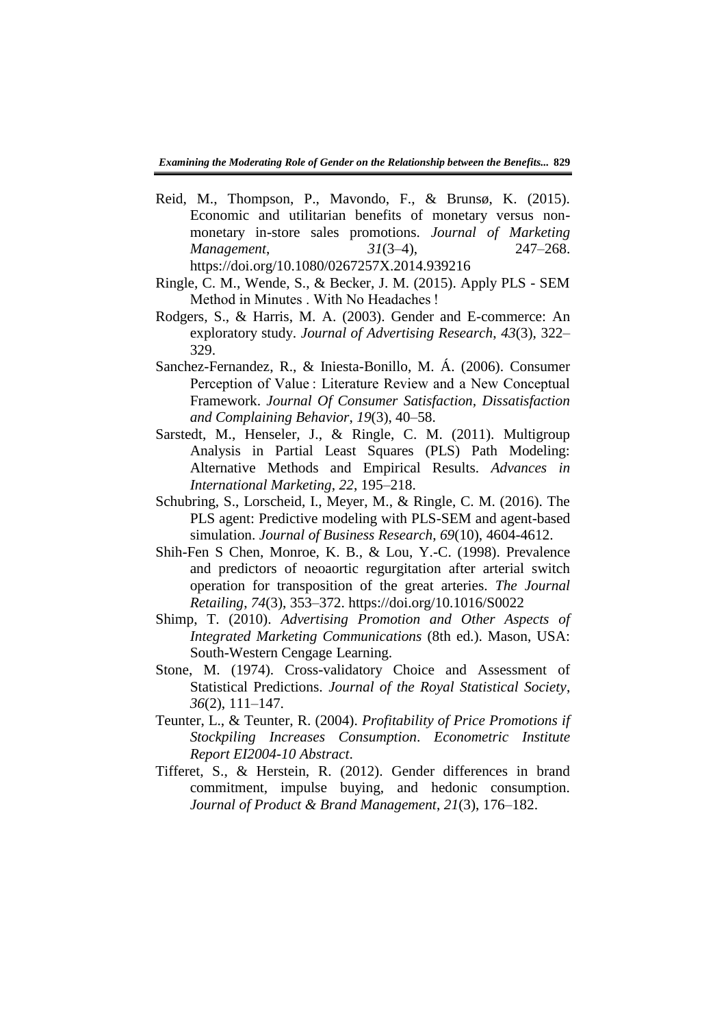Reid, M., Thompson, P., Mavondo, F., & Brunsø, K. (2015). Economic and utilitarian benefits of monetary versus non-monetary in-store sales promotions. *Journal of Marketing Management*, *31*(3–4), 247–268. https://doi.org/10.1080/0267257X.2014.939216

Ringle, C. M., Wende, S., & Becker, J. M. (2015). Apply PLS - SEM Method in Minutes . With No Headaches !

Rodgers, S., & Harris, M. A. (2003). Gender and E-commerce: An exploratory study. *Journal of Advertising Research*, *43*(3), 322–329.

Sanchez-Fernandez, R., & Iniesta-Bonillo, M. Á. (2006). Consumer Perception of Value : Literature Review and a New Conceptual Framework. *Journal Of Consumer Satisfaction, Dissatisfaction and Complaining Behavior*, *19*(3), 40–58.

Sarstedt, M., Henseler, J., & Ringle, C. M. (2011). Multigroup Analysis in Partial Least Squares (PLS) Path Modeling: Alternative Methods and Empirical Results. *Advances in International Marketing*, *22*, 195–218.

Schubring, S., Lorscheid, I., Meyer, M., & Ringle, C. M. (2016). The PLS agent: Predictive modeling with PLS-SEM and agent-based simulation. *Journal of Business Research*, *69*(10), 4604-4612.

Shih-Fen S Chen, Monroe, K. B., & Lou, Y.-C. (1998). Prevalence and predictors of neoaortic regurgitation after arterial switch operation for transposition of the great arteries. *The Journal Retailing*, *74*(3), 353–372. https://doi.org/10.1016/S0022

Shimp, T. (2010). *Advertising Promotion and Other Aspects of Integrated Marketing Communications* (8th ed.). Mason, USA: South-Western Cengage Learning.

Stone, M. (1974). Cross-validatory Choice and Assessment of Statistical Predictions. *Journal of the Royal Statistical Society*, *36*(2), 111–147.

Teunter, L., & Teunter, R. (2004). *Profitability of Price Promotions if Stockpiling Increases Consumption*. *Econometric Institute Report EI2004-10 Abstract*.

Tifferet, S., & Herstein, R. (2012). Gender differences in brand commitment, impulse buying, and hedonic consumption. *Journal of Product & Brand Management*, *21*(3), 176–182.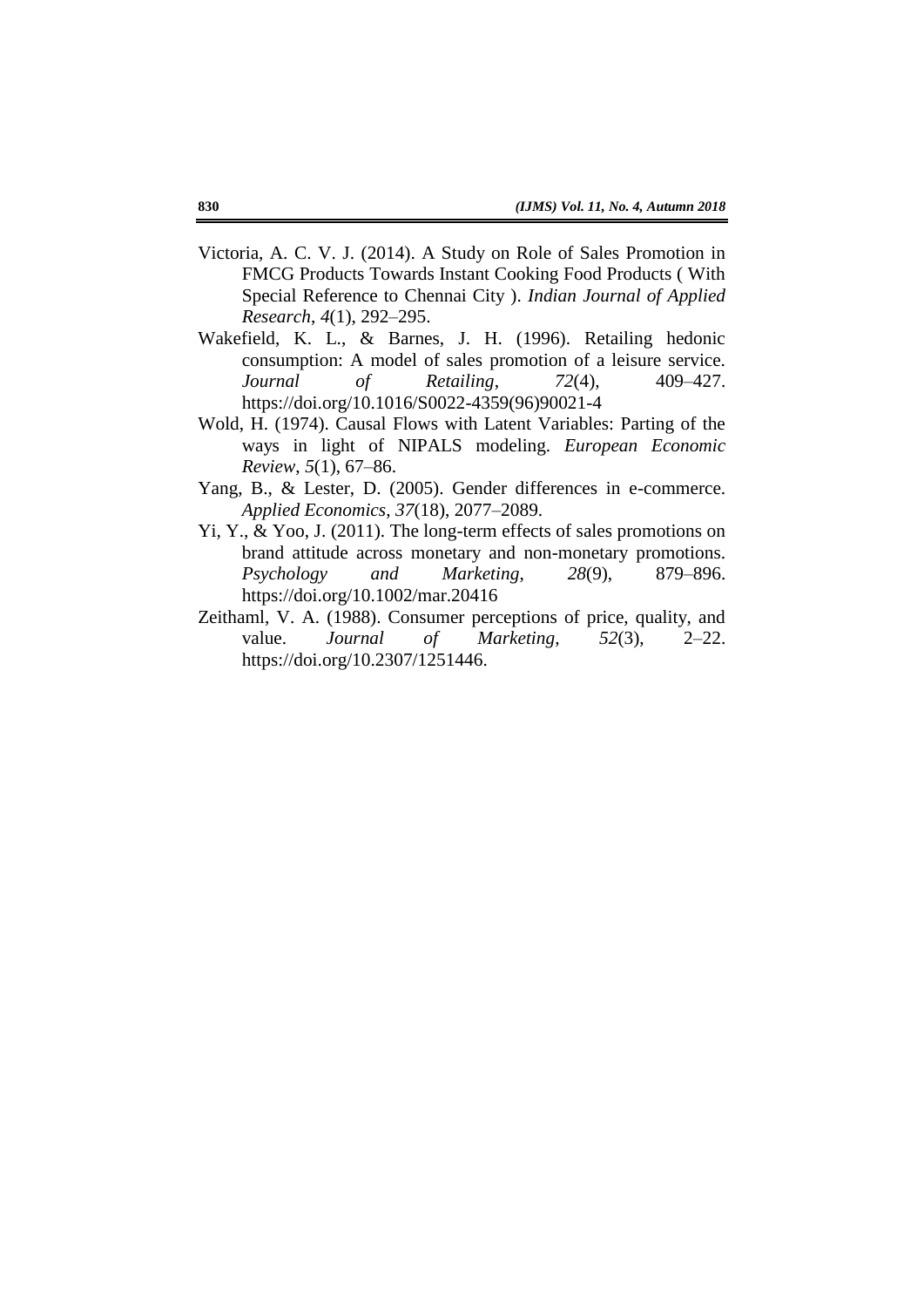Victoria, A. C. V. J. (2014). A Study on Role of Sales Promotion in FMCG Products Towards Instant Cooking Food Products ( With Special Reference to Chennai City ). *Indian Journal of Applied Research*, *4*(1), 292–295.

Wakefield, K. L., & Barnes, J. H. (1996). Retailing hedonic consumption: A model of sales promotion of a leisure service. *Journal of Retailing*, *72*(4), 409–427. https://doi.org/10.1016/S0022-4359(96)90021-4

Wold, H. (1974). Causal Flows with Latent Variables: Parting of the ways in light of NIPALS modeling. *European Economic Review*, *5*(1), 67–86.

Yang, B., & Lester, D. (2005). Gender differences in e-commerce. *Applied Economics*, *37*(18), 2077–2089.

Yi, Y., & Yoo, J. (2011). The long-term effects of sales promotions on brand attitude across monetary and non-monetary promotions. *Psychology and Marketing*, *28*(9), 879–896. https://doi.org/10.1002/mar.20416

Zeithaml, V. A. (1988). Consumer perceptions of price, quality, and value. *Journal of Marketing*, *52*(3), 2–22. https://doi.org/10.2307/1251446.